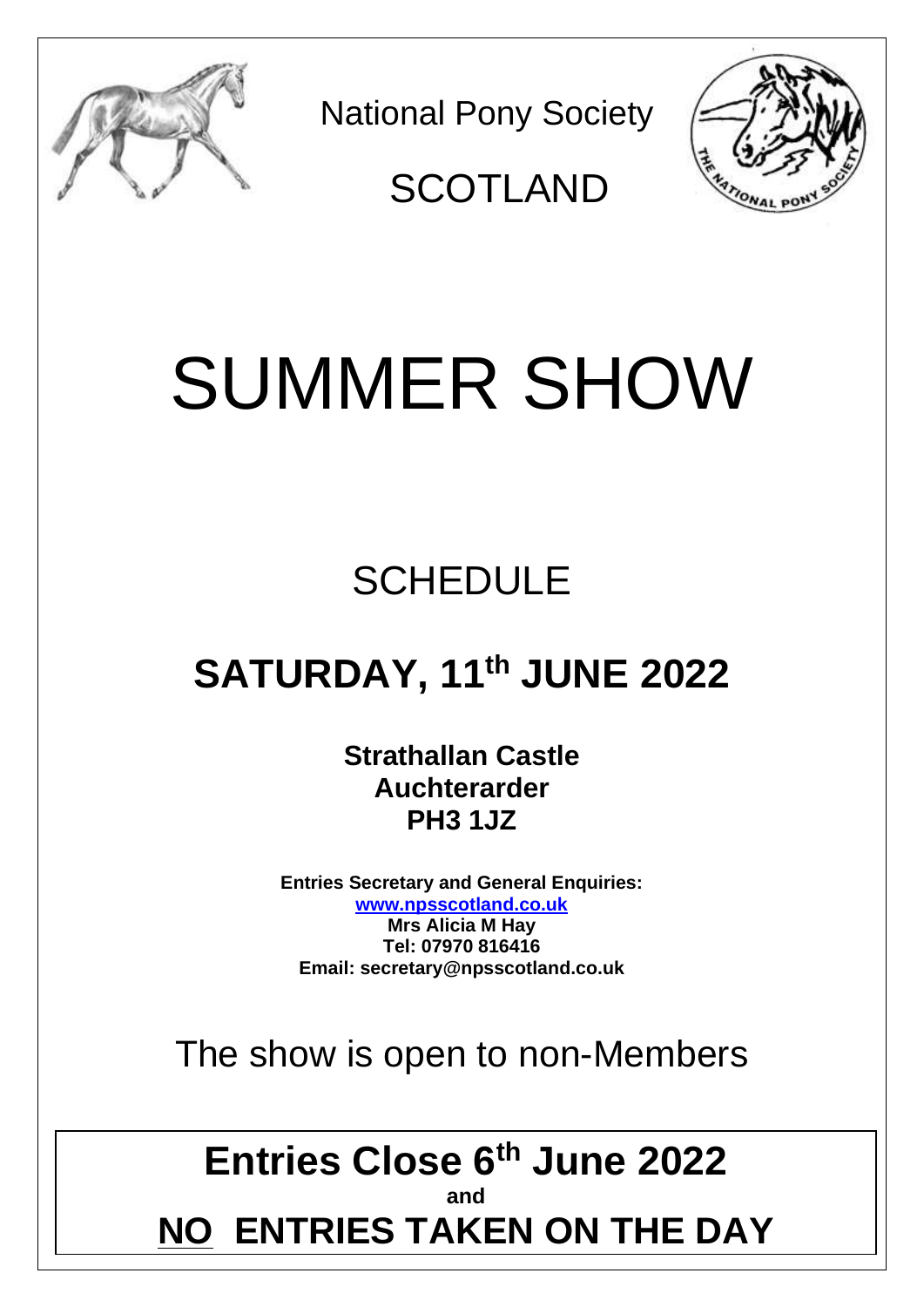National Pony Society

SCOTLAND

# SUMMER SHOW

## SCHEDULE

## SATURDAY, 11th JUNE 2022

**Strathallan Castle**
**Auchterarder**
**PH3 1JZ**

**Entries Secretary and General Enquiries:**
**www.npsscotland.co.uk**
**Mrs Alicia M Hay**
**Tel: 07970 816416**
**Email: secretary@npsscotland.co.uk**

The show is open to non-Members

**Entries Close 6th June 2022**
**and**
**NO ENTRIES TAKEN ON THE DAY**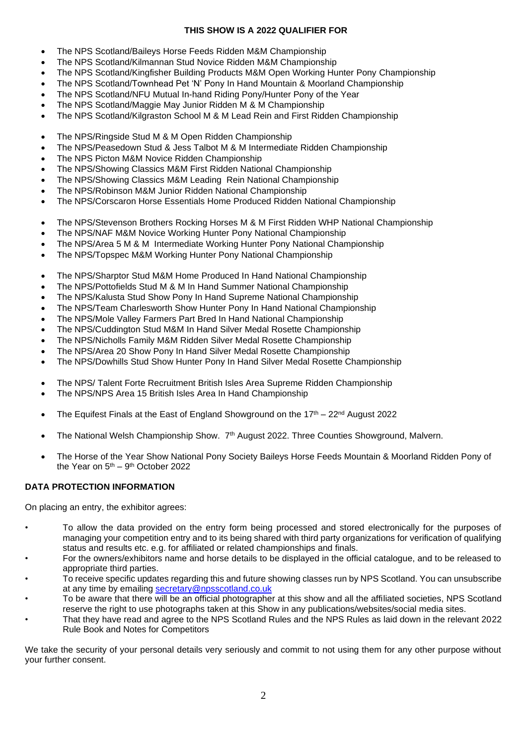**THIS SHOW IS A 2022 QUALIFIER FOR**

- The NPS Scotland/Baileys Horse Feeds Ridden M&M Championship
- The NPS Scotland/Kilmannan Stud Novice Ridden M&M Championship
- The NPS Scotland/Kingfisher Building Products M&M Open Working Hunter Pony Championship
- The NPS Scotland/Townhead Pet 'N' Pony In Hand Mountain & Moorland Championship
- The NPS Scotland/NFU Mutual In-hand Riding Pony/Hunter Pony of the Year
- The NPS Scotland/Maggie May Junior Ridden M & M Championship
- The NPS Scotland/Kilgraston School M & M Lead Rein and First Ridden Championship

- The NPS/Ringside Stud M & M Open Ridden Championship
- The NPS/Peasedown Stud & Jess Talbot M & M Intermediate Ridden Championship
- The NPS Picton M&M Novice Ridden Championship
- The NPS/Showing Classics M&M First Ridden National Championship
- The NPS/Showing Classics M&M Leading Rein National Championship
- The NPS/Robinson M&M Junior Ridden National Championship
- The NPS/Corscaron Horse Essentials Home Produced Ridden National Championship

- The NPS/Stevenson Brothers Rocking Horses M & M First Ridden WHP National Championship
- The NPS/NAF M&M Novice Working Hunter Pony National Championship
- The NPS/Area 5 M & M Intermediate Working Hunter Pony National Championship
- The NPS/Topspec M&M Working Hunter Pony National Championship

- The NPS/Sharptor Stud M&M Home Produced In Hand National Championship
- The NPS/Pottofields Stud M & M In Hand Summer National Championship
- The NPS/Kalusta Stud Show Pony In Hand Supreme National Championship
- The NPS/Team Charlesworth Show Hunter Pony In Hand National Championship
- The NPS/Mole Valley Farmers Part Bred In Hand National Championship
- The NPS/Cuddington Stud M&M In Hand Silver Medal Rosette Championship
- The NPS/Nicholls Family M&M Ridden Silver Medal Rosette Championship
- The NPS/Area 20 Show Pony In Hand Silver Medal Rosette Championship
- The NPS/Dowhills Stud Show Hunter Pony In Hand Silver Medal Rosette Championship

- The NPS/ Talent Forte Recruitment British Isles Area Supreme Ridden Championship
- The NPS/NPS Area 15 British Isles Area In Hand Championship

- The Equifest Finals at the East of England Showground on the 17th – 22nd August 2022

- The National Welsh Championship Show. 7th August 2022. Three Counties Showground, Malvern.

- The Horse of the Year Show National Pony Society Baileys Horse Feeds Mountain & Moorland Ridden Pony of the Year on 5th – 9th October 2022

**DATA PROTECTION INFORMATION**

On placing an entry, the exhibitor agrees:

- To allow the data provided on the entry form being processed and stored electronically for the purposes of managing your competition entry and to its being shared with third party organizations for verification of qualifying status and results etc. e.g. for affiliated or related championships and finals.
- For the owners/exhibitors name and horse details to be displayed in the official catalogue, and to be released to appropriate third parties.
- To receive specific updates regarding this and future showing classes run by NPS Scotland. You can unsubscribe at any time by emailing secretary@npsscotland.co.uk
- To be aware that there will be an official photographer at this show and all the affiliated societies, NPS Scotland reserve the right to use photographs taken at this Show in any publications/websites/social media sites.
- That they have read and agree to the NPS Scotland Rules and the NPS Rules as laid down in the relevant 2022 Rule Book and Notes for Competitors

We take the security of your personal details very seriously and commit to not using them for any other purpose without your further consent.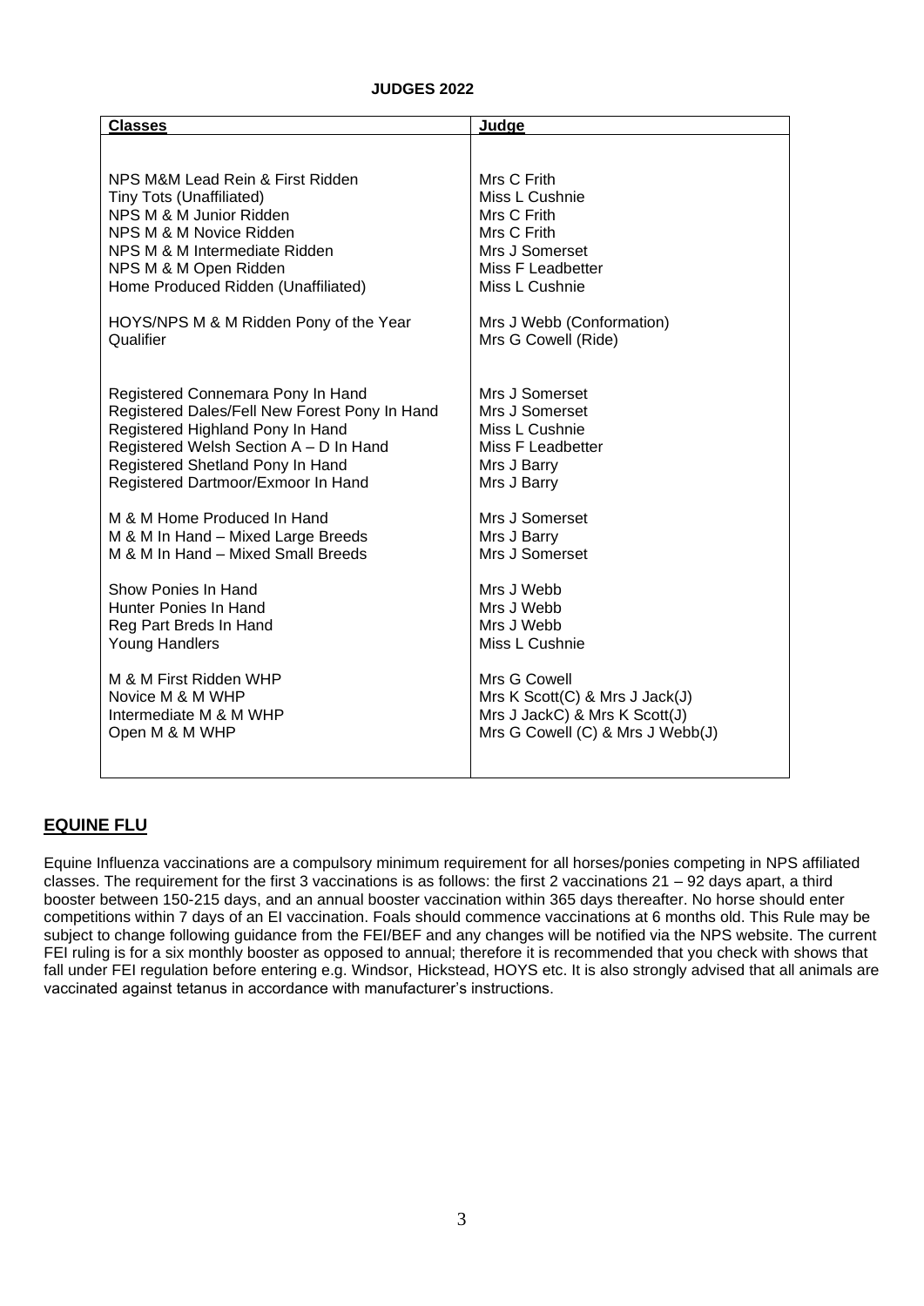**JUDGES 2022**

| Classes | Judge |
|---|---|
| NPS M&M Lead Rein & First Ridden | Mrs C Frith |
| Tiny Tots (Unaffiliated) | Miss L Cushnie |
| NPS M & M Junior Ridden | Mrs C Frith |
| NPS M & M Novice Ridden | Mrs C Frith |
| NPS M & M Intermediate Ridden | Mrs J Somerset |
| NPS M & M Open Ridden | Miss F Leadbetter |
| Home Produced Ridden (Unaffiliated) | Miss L Cushnie |
| HOYS/NPS M & M Ridden Pony of the Year Qualifier | Mrs J Webb (Conformation)<br>Mrs G Cowell (Ride) |
| Registered Connemara Pony In Hand | Mrs J Somerset |
| Registered Dales/Fell New Forest Pony In Hand | Mrs J Somerset |
| Registered Highland Pony In Hand | Miss L Cushnie |
| Registered Welsh Section A – D In Hand | Miss F Leadbetter |
| Registered Shetland Pony In Hand | Mrs J Barry |
| Registered Dartmoor/Exmoor In Hand | Mrs J Barry |
| M & M Home Produced In Hand | Mrs J Somerset |
| M & M In Hand – Mixed Large Breeds | Mrs J Barry |
| M & M In Hand – Mixed Small Breeds | Mrs J Somerset |
| Show Ponies In Hand | Mrs J Webb |
| Hunter Ponies In Hand | Mrs J Webb |
| Reg Part Breds In Hand | Mrs J Webb |
| Young Handlers | Miss L Cushnie |
| M & M First Ridden WHP | Mrs G Cowell |
| Novice M & M WHP | Mrs K Scott(C) & Mrs J Jack(J) |
| Intermediate M & M WHP | Mrs J JackC) & Mrs K Scott(J) |
| Open M & M WHP | Mrs G Cowell (C) & Mrs J Webb(J) |

## EQUINE FLU

Equine Influenza vaccinations are a compulsory minimum requirement for all horses/ponies competing in NPS affiliated classes. The requirement for the first 3 vaccinations is as follows: the first 2 vaccinations 21 – 92 days apart, a third booster between 150-215 days, and an annual booster vaccination within 365 days thereafter. No horse should enter competitions within 7 days of an EI vaccination. Foals should commence vaccinations at 6 months old. This Rule may be subject to change following guidance from the FEI/BEF and any changes will be notified via the NPS website. The current FEI ruling is for a six monthly booster as opposed to annual; therefore it is recommended that you check with shows that fall under FEI regulation before entering e.g. Windsor, Hickstead, HOYS etc. It is also strongly advised that all animals are vaccinated against tetanus in accordance with manufacturer's instructions.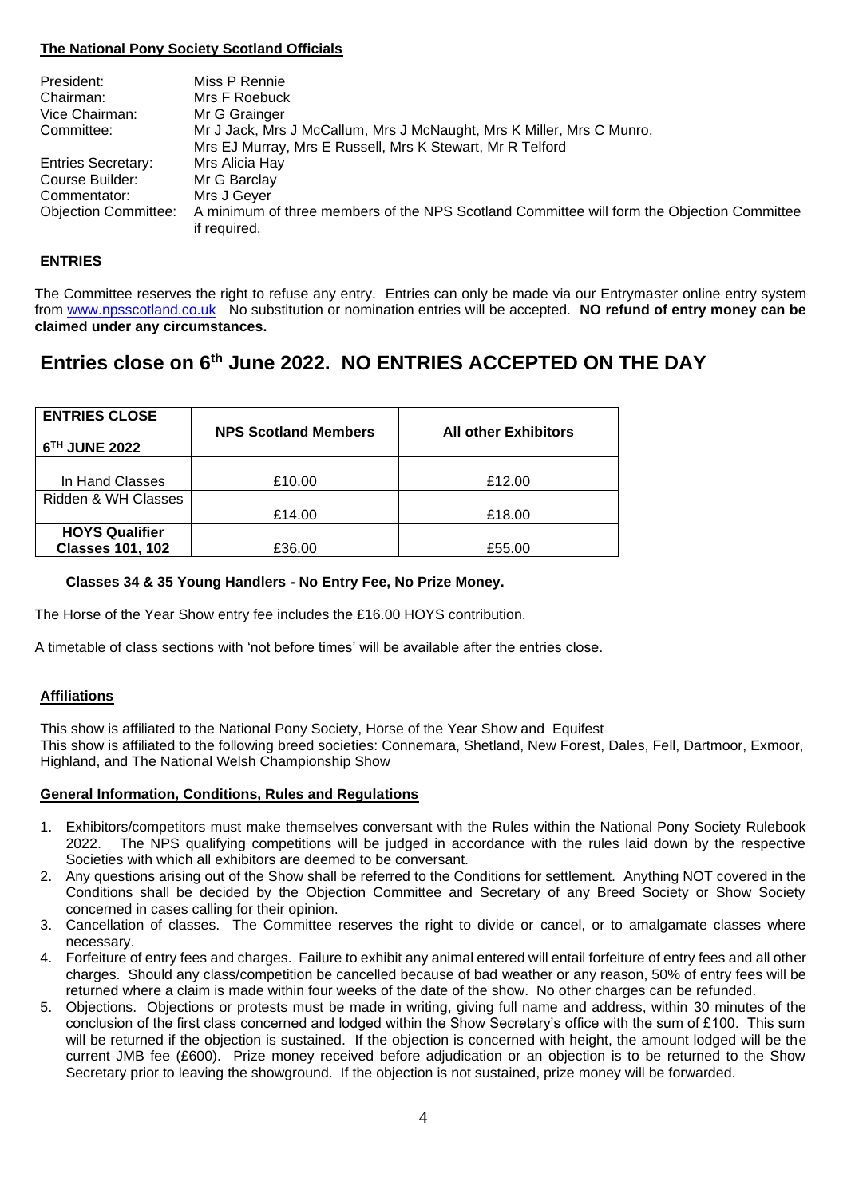## The National Pony Society Scotland Officials

| | |
|---|---|
| President: | Miss P Rennie |
| Chairman: | Mrs F Roebuck |
| Vice Chairman: | Mr G Grainger |
| Committee: | Mr J Jack, Mrs J McCallum, Mrs J McNaught, Mrs K Miller, Mrs C Munro, Mrs EJ Murray, Mrs E Russell, Mrs K Stewart, Mr R Telford |
| Entries Secretary: | Mrs Alicia Hay |
| Course Builder: | Mr G Barclay |
| Commentator: | Mrs J Geyer |
| Objection Committee: | A minimum of three members of the NPS Scotland Committee will form the Objection Committee if required. |

### ENTRIES

The Committee reserves the right to refuse any entry. Entries can only be made via our Entrymaster online entry system from www.npsscotland.co.uk No substitution or nomination entries will be accepted. **NO refund of entry money can be claimed under any circumstances.**

# Entries close on 6th June 2022. NO ENTRIES ACCEPTED ON THE DAY

| **ENTRIES CLOSE 6TH JUNE 2022** | **NPS Scotland Members** | **All other Exhibitors** |
|---|---|---|
| In Hand Classes | £10.00 | £12.00 |
| Ridden & WH Classes | £14.00 | £18.00 |
| **HOYS Qualifier Classes 101, 102** | £36.00 | £55.00 |

**Classes 34 & 35 Young Handlers - No Entry Fee, No Prize Money.**

The Horse of the Year Show entry fee includes the £16.00 HOYS contribution.

A timetable of class sections with 'not before times' will be available after the entries close.

### Affiliations

This show is affiliated to the National Pony Society, Horse of the Year Show and Equifest
This show is affiliated to the following breed societies: Connemara, Shetland, New Forest, Dales, Fell, Dartmoor, Exmoor, Highland, and The National Welsh Championship Show

### General Information, Conditions, Rules and Regulations

1. Exhibitors/competitors must make themselves conversant with the Rules within the National Pony Society Rulebook 2022. The NPS qualifying competitions will be judged in accordance with the rules laid down by the respective Societies with which all exhibitors are deemed to be conversant.
2. Any questions arising out of the Show shall be referred to the Conditions for settlement. Anything NOT covered in the Conditions shall be decided by the Objection Committee and Secretary of any Breed Society or Show Society concerned in cases calling for their opinion.
3. Cancellation of classes. The Committee reserves the right to divide or cancel, or to amalgamate classes where necessary.
4. Forfeiture of entry fees and charges. Failure to exhibit any animal entered will entail forfeiture of entry fees and all other charges. Should any class/competition be cancelled because of bad weather or any reason, 50% of entry fees will be returned where a claim is made within four weeks of the date of the show. No other charges can be refunded.
5. Objections. Objections or protests must be made in writing, giving full name and address, within 30 minutes of the conclusion of the first class concerned and lodged within the Show Secretary's office with the sum of £100. This sum will be returned if the objection is sustained. If the objection is concerned with height, the amount lodged will be the current JMB fee (£600). Prize money received before adjudication or an objection is to be returned to the Show Secretary prior to leaving the showground. If the objection is not sustained, prize money will be forwarded.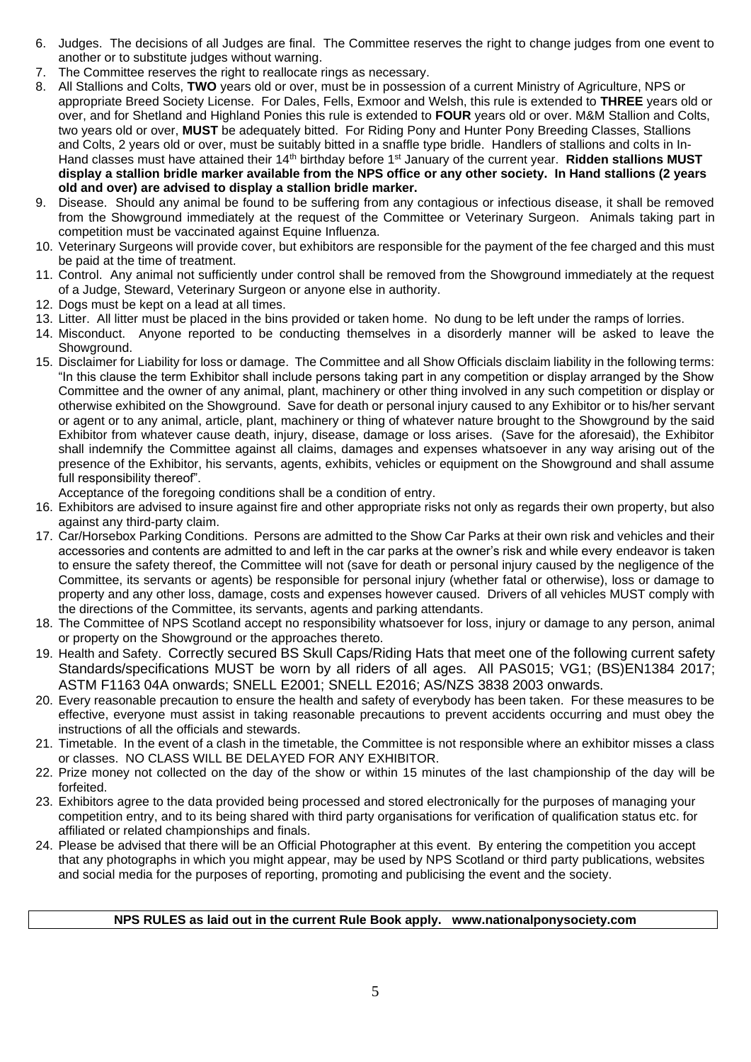6. Judges. The decisions of all Judges are final. The Committee reserves the right to change judges from one event to another or to substitute judges without warning.
7. The Committee reserves the right to reallocate rings as necessary.
8. All Stallions and Colts, **TWO** years old or over, must be in possession of a current Ministry of Agriculture, NPS or appropriate Breed Society License. For Dales, Fells, Exmoor and Welsh, this rule is extended to **THREE** years old or over, and for Shetland and Highland Ponies this rule is extended to **FOUR** years old or over. M&M Stallion and Colts, two years old or over, **MUST** be adequately bitted. For Riding Pony and Hunter Pony Breeding Classes, Stallions and Colts, 2 years old or over, must be suitably bitted in a snaffle type bridle. Handlers of stallions and colts in In-Hand classes must have attained their 14th birthday before 1st January of the current year. **Ridden stallions MUST display a stallion bridle marker available from the NPS office or any other society. In Hand stallions (2 years old and over) are advised to display a stallion bridle marker.**
9. Disease. Should any animal be found to be suffering from any contagious or infectious disease, it shall be removed from the Showground immediately at the request of the Committee or Veterinary Surgeon. Animals taking part in competition must be vaccinated against Equine Influenza.
10. Veterinary Surgeons will provide cover, but exhibitors are responsible for the payment of the fee charged and this must be paid at the time of treatment.
11. Control. Any animal not sufficiently under control shall be removed from the Showground immediately at the request of a Judge, Steward, Veterinary Surgeon or anyone else in authority.
12. Dogs must be kept on a lead at all times.
13. Litter. All litter must be placed in the bins provided or taken home. No dung to be left under the ramps of lorries.
14. Misconduct. Anyone reported to be conducting themselves in a disorderly manner will be asked to leave the Showground.
15. Disclaimer for Liability for loss or damage. The Committee and all Show Officials disclaim liability in the following terms: "In this clause the term Exhibitor shall include persons taking part in any competition or display arranged by the Show Committee and the owner of any animal, plant, machinery or other thing involved in any such competition or display or otherwise exhibited on the Showground. Save for death or personal injury caused to any Exhibitor or to his/her servant or agent or to any animal, article, plant, machinery or thing of whatever nature brought to the Showground by the said Exhibitor from whatever cause death, injury, disease, damage or loss arises. (Save for the aforesaid), the Exhibitor shall indemnify the Committee against all claims, damages and expenses whatsoever in any way arising out of the presence of the Exhibitor, his servants, agents, exhibits, vehicles or equipment on the Showground and shall assume full responsibility thereof".

    Acceptance of the foregoing conditions shall be a condition of entry.
16. Exhibitors are advised to insure against fire and other appropriate risks not only as regards their own property, but also against any third-party claim.
17. Car/Horsebox Parking Conditions. Persons are admitted to the Show Car Parks at their own risk and vehicles and their accessories and contents are admitted to and left in the car parks at the owner's risk and while every endeavor is taken to ensure the safety thereof, the Committee will not (save for death or personal injury caused by the negligence of the Committee, its servants or agents) be responsible for personal injury (whether fatal or otherwise), loss or damage to property and any other loss, damage, costs and expenses however caused. Drivers of all vehicles MUST comply with the directions of the Committee, its servants, agents and parking attendants.
18. The Committee of NPS Scotland accept no responsibility whatsoever for loss, injury or damage to any person, animal or property on the Showground or the approaches thereto.
19. Health and Safety. Correctly secured BS Skull Caps/Riding Hats that meet one of the following current safety Standards/specifications MUST be worn by all riders of all ages. All PAS015; VG1; (BS)EN1384 2017; ASTM F1163 04A onwards; SNELL E2001; SNELL E2016; AS/NZS 3838 2003 onwards.
20. Every reasonable precaution to ensure the health and safety of everybody has been taken. For these measures to be effective, everyone must assist in taking reasonable precautions to prevent accidents occurring and must obey the instructions of all the officials and stewards.
21. Timetable. In the event of a clash in the timetable, the Committee is not responsible where an exhibitor misses a class or classes. NO CLASS WILL BE DELAYED FOR ANY EXHIBITOR.
22. Prize money not collected on the day of the show or within 15 minutes of the last championship of the day will be forfeited.
23. Exhibitors agree to the data provided being processed and stored electronically for the purposes of managing your competition entry, and to its being shared with third party organisations for verification of qualification status etc. for affiliated or related championships and finals.
24. Please be advised that there will be an Official Photographer at this event. By entering the competition you accept that any photographs in which you might appear, may be used by NPS Scotland or third party publications, websites and social media for the purposes of reporting, promoting and publicising the event and the society.

**NPS RULES as laid out in the current Rule Book apply. www.nationalponysociety.com**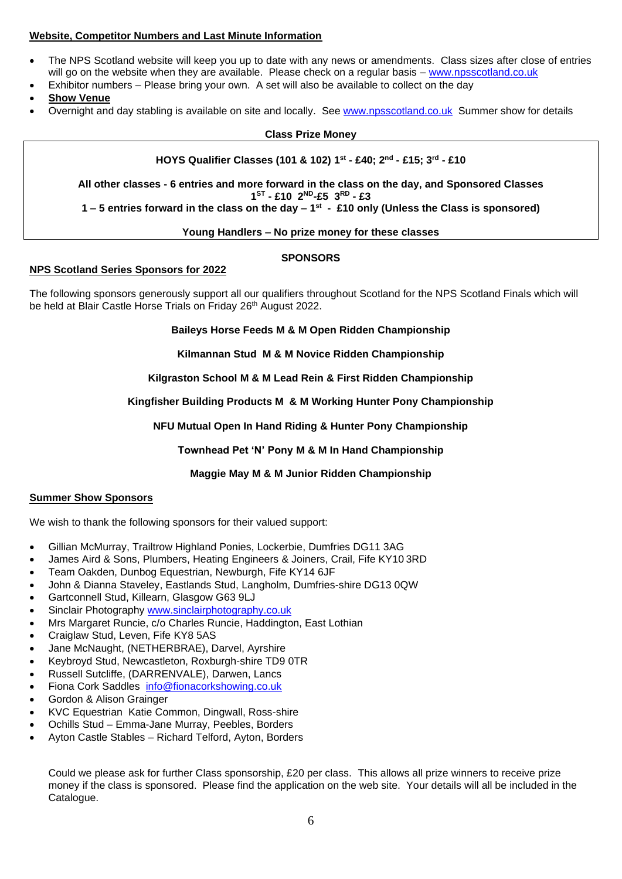**Website, Competitor Numbers and Last Minute Information**

- The NPS Scotland website will keep you up to date with any news or amendments. Class sizes after close of entries will go on the website when they are available. Please check on a regular basis – www.npsscotland.co.uk
- Exhibitor numbers – Please bring your own. A set will also be available to collect on the day
- **Show Venue**
- Overnight and day stabling is available on site and locally. See www.npsscotland.co.uk Summer show for details

**Class Prize Money**

**HOYS Qualifier Classes (101 & 102) 1st - £40; 2nd - £15; 3rd - £10**

**All other classes - 6 entries and more forward in the class on the day, and Sponsored Classes**
**1ST - £10 2ND-£5 3RD - £3**
**1 – 5 entries forward in the class on the day – 1st - £10 only (Unless the Class is sponsored)**

**Young Handlers – No prize money for these classes**

**SPONSORS**

**NPS Scotland Series Sponsors for 2022**

The following sponsors generously support all our qualifiers throughout Scotland for the NPS Scotland Finals which will be held at Blair Castle Horse Trials on Friday 26th August 2022.

**Baileys Horse Feeds M & M Open Ridden Championship**

**Kilmannan Stud M & M Novice Ridden Championship**

**Kilgraston School M & M Lead Rein & First Ridden Championship**

**Kingfisher Building Products M & M Working Hunter Pony Championship**

**NFU Mutual Open In Hand Riding & Hunter Pony Championship**

**Townhead Pet 'N' Pony M & M In Hand Championship**

**Maggie May M & M Junior Ridden Championship**

**Summer Show Sponsors**

We wish to thank the following sponsors for their valued support:

- Gillian McMurray, Trailtrow Highland Ponies, Lockerbie, Dumfries DG11 3AG
- James Aird & Sons, Plumbers, Heating Engineers & Joiners, Crail, Fife KY10 3RD
- Team Oakden, Dunbog Equestrian, Newburgh, Fife KY14 6JF
- John & Dianna Staveley, Eastlands Stud, Langholm, Dumfries-shire DG13 0QW
- Gartconnell Stud, Killearn, Glasgow G63 9LJ
- Sinclair Photography www.sinclairphotography.co.uk
- Mrs Margaret Runcie, c/o Charles Runcie, Haddington, East Lothian
- Craiglaw Stud, Leven, Fife KY8 5AS
- Jane McNaught, (NETHERBRAE), Darvel, Ayrshire
- Keybroyd Stud, Newcastleton, Roxburgh-shire TD9 0TR
- Russell Sutcliffe, (DARRENVALE), Darwen, Lancs
- Fiona Cork Saddles info@fionacorkshowing.co.uk
- Gordon & Alison Grainger
- KVC Equestrian Katie Common, Dingwall, Ross-shire
- Ochills Stud – Emma-Jane Murray, Peebles, Borders
- Ayton Castle Stables – Richard Telford, Ayton, Borders

Could we please ask for further Class sponsorship, £20 per class. This allows all prize winners to receive prize money if the class is sponsored. Please find the application on the web site. Your details will all be included in the Catalogue.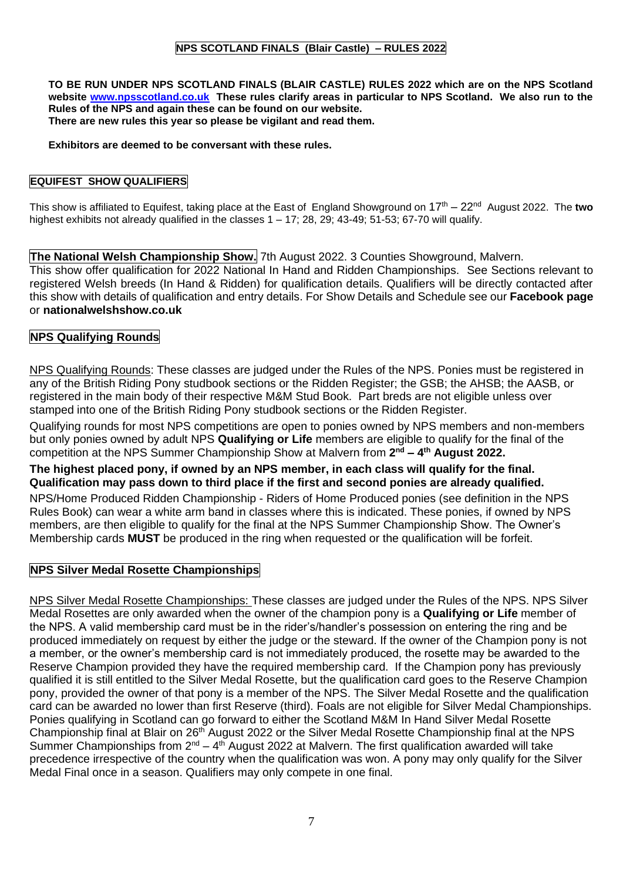## NPS SCOTLAND FINALS (Blair Castle) – RULES 2022

**TO BE RUN UNDER NPS SCOTLAND FINALS (BLAIR CASTLE) RULES 2022 which are on the NPS Scotland website www.npsscotland.co.uk These rules clarify areas in particular to NPS Scotland. We also run to the Rules of the NPS and again these can be found on our website.**
**There are new rules this year so please be vigilant and read them.**

**Exhibitors are deemed to be conversant with these rules.**

## EQUIFEST SHOW QUALIFIERS

This show is affiliated to Equifest, taking place at the East of England Showground on 17th – 22nd August 2022. The **two** highest exhibits not already qualified in the classes 1 – 17; 28, 29; 43-49; 51-53; 67-70 will qualify.

**The National Welsh Championship Show.** 7th August 2022. 3 Counties Showground, Malvern.
This show offer qualification for 2022 National In Hand and Ridden Championships. See Sections relevant to registered Welsh breeds (In Hand & Ridden) for qualification details. Qualifiers will be directly contacted after this show with details of qualification and entry details. For Show Details and Schedule see our **Facebook page** or **nationalwelshshow.co.uk**

## NPS Qualifying Rounds

NPS Qualifying Rounds: These classes are judged under the Rules of the NPS. Ponies must be registered in any of the British Riding Pony studbook sections or the Ridden Register; the GSB; the AHSB; the AASB, or registered in the main body of their respective M&M Stud Book. Part breds are not eligible unless over stamped into one of the British Riding Pony studbook sections or the Ridden Register.

Qualifying rounds for most NPS competitions are open to ponies owned by NPS members and non-members but only ponies owned by adult NPS **Qualifying or Life** members are eligible to qualify for the final of the competition at the NPS Summer Championship Show at Malvern from **2nd – 4th August 2022.**

**The highest placed pony, if owned by an NPS member, in each class will qualify for the final. Qualification may pass down to third place if the first and second ponies are already qualified.**

NPS/Home Produced Ridden Championship - Riders of Home Produced ponies (see definition in the NPS Rules Book) can wear a white arm band in classes where this is indicated. These ponies, if owned by NPS members, are then eligible to qualify for the final at the NPS Summer Championship Show. The Owner's Membership cards **MUST** be produced in the ring when requested or the qualification will be forfeit.

## NPS Silver Medal Rosette Championships

NPS Silver Medal Rosette Championships: These classes are judged under the Rules of the NPS. NPS Silver Medal Rosettes are only awarded when the owner of the champion pony is a **Qualifying or Life** member of the NPS. A valid membership card must be in the rider's/handler's possession on entering the ring and be produced immediately on request by either the judge or the steward. If the owner of the Champion pony is not a member, or the owner's membership card is not immediately produced, the rosette may be awarded to the Reserve Champion provided they have the required membership card. If the Champion pony has previously qualified it is still entitled to the Silver Medal Rosette, but the qualification card goes to the Reserve Champion pony, provided the owner of that pony is a member of the NPS. The Silver Medal Rosette and the qualification card can be awarded no lower than first Reserve (third). Foals are not eligible for Silver Medal Championships. Ponies qualifying in Scotland can go forward to either the Scotland M&M In Hand Silver Medal Rosette Championship final at Blair on 26th August 2022 or the Silver Medal Rosette Championship final at the NPS Summer Championships from 2nd – 4th August 2022 at Malvern. The first qualification awarded will take precedence irrespective of the country when the qualification was won. A pony may only qualify for the Silver Medal Final once in a season. Qualifiers may only compete in one final.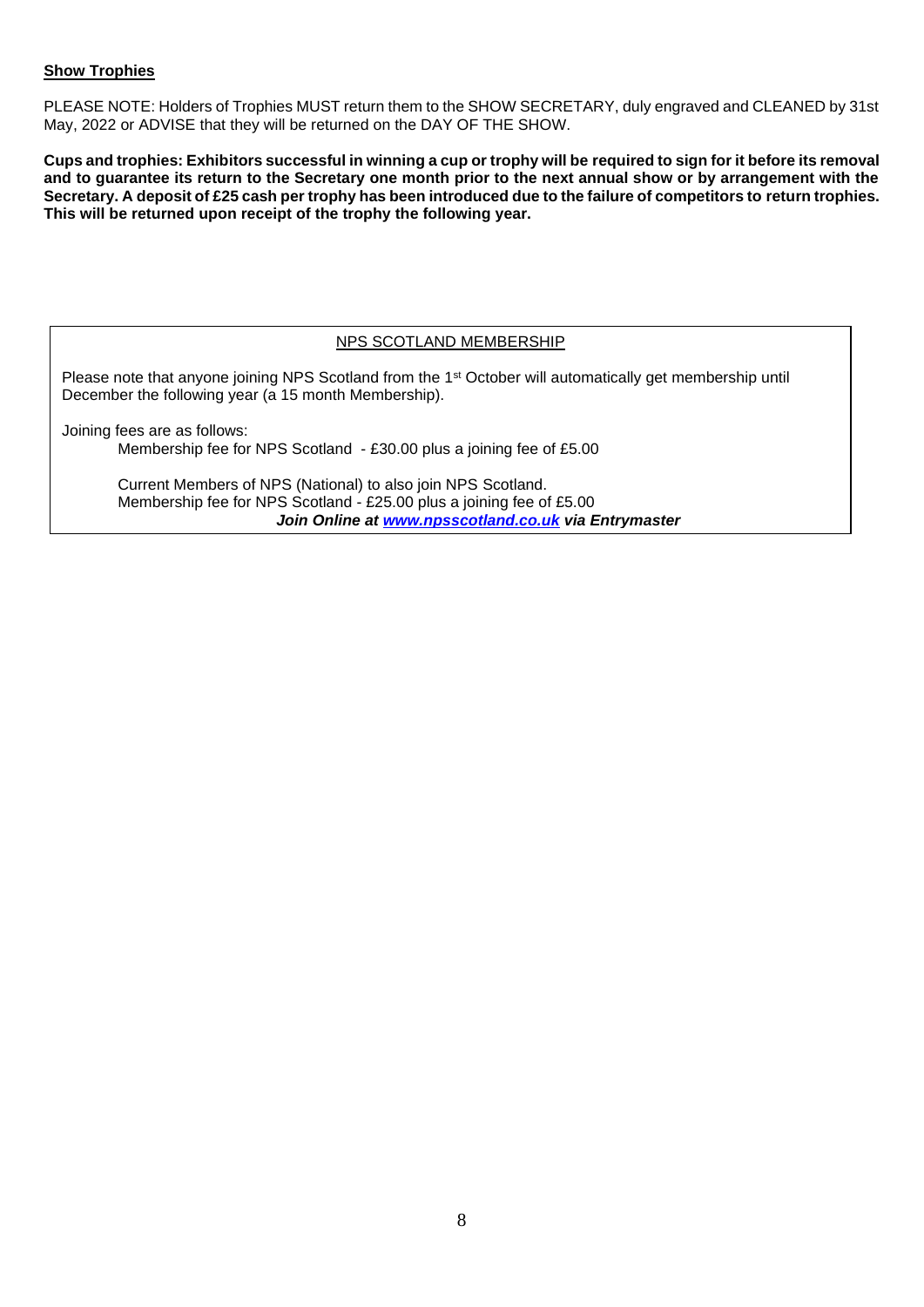## Show Trophies

PLEASE NOTE: Holders of Trophies MUST return them to the SHOW SECRETARY, duly engraved and CLEANED by 31st May, 2022 or ADVISE that they will be returned on the DAY OF THE SHOW.

**Cups and trophies: Exhibitors successful in winning a cup or trophy will be required to sign for it before its removal and to guarantee its return to the Secretary one month prior to the next annual show or by arrangement with the Secretary. A deposit of £25 cash per trophy has been introduced due to the failure of competitors to return trophies. This will be returned upon receipt of the trophy the following year.**

### NPS SCOTLAND MEMBERSHIP

Please note that anyone joining NPS Scotland from the 1st October will automatically get membership until December the following year (a 15 month Membership).

Joining fees are as follows:

Membership fee for NPS Scotland - £30.00 plus a joining fee of £5.00

Current Members of NPS (National) to also join NPS Scotland.
Membership fee for NPS Scotland - £25.00 plus a joining fee of £5.00

***Join Online at www.npsscotland.co.uk via Entrymaster***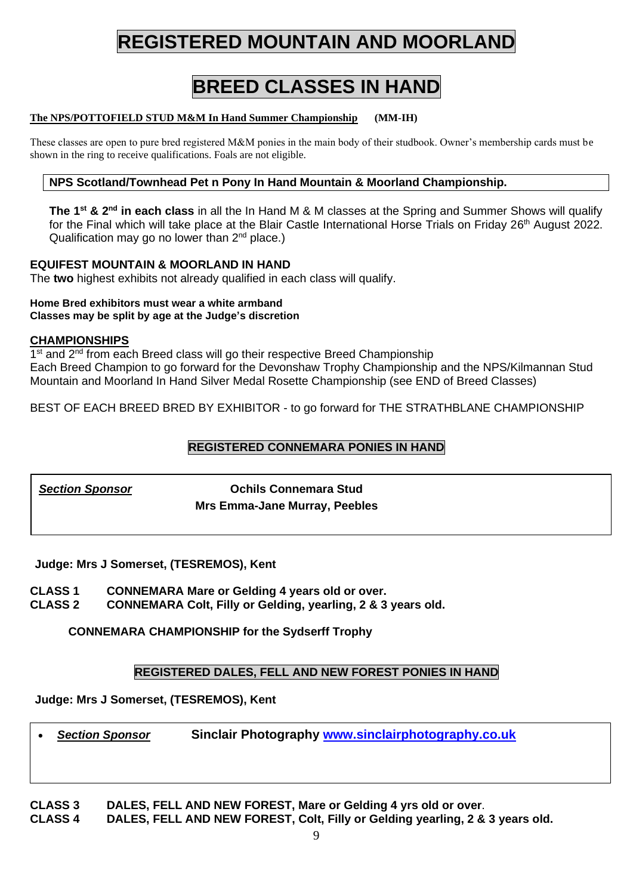# REGISTERED MOUNTAIN AND MOORLAND

# BREED CLASSES IN HAND

**The NPS/POTTOFIELD STUD M&M In Hand Summer Championship** **(MM-IH)**

These classes are open to pure bred registered M&M ponies in the main body of their studbook. Owner's membership cards must be shown in the ring to receive qualifications. Foals are not eligible.

**NPS Scotland/Townhead Pet n Pony In Hand Mountain & Moorland Championship.**

**The 1st & 2nd in each class** in all the In Hand M & M classes at the Spring and Summer Shows will qualify for the Final which will take place at the Blair Castle International Horse Trials on Friday 26th August 2022. Qualification may go no lower than 2nd place.)

**EQUIFEST MOUNTAIN & MOORLAND IN HAND**
The **two** highest exhibits not already qualified in each class will qualify.

**Home Bred exhibitors must wear a white armband**
**Classes may be split by age at the Judge's discretion**

**CHAMPIONSHIPS**
1st and 2nd from each Breed class will go their respective Breed Championship
Each Breed Champion to go forward for the Devonshaw Trophy Championship and the NPS/Kilmannan Stud Mountain and Moorland In Hand Silver Medal Rosette Championship (see END of Breed Classes)

BEST OF EACH BREED BRED BY EXHIBITOR - to go forward for THE STRATHBLANE CHAMPIONSHIP

## REGISTERED CONNEMARA PONIES IN HAND

***Section Sponsor*** **Ochils Connemara Stud**
**Mrs Emma-Jane Murray, Peebles**

**Judge: Mrs J Somerset, (TESREMOS), Kent**

**CLASS 1 CONNEMARA Mare or Gelding 4 years old or over.**
**CLASS 2 CONNEMARA Colt, Filly or Gelding, yearling, 2 & 3 years old.**

**CONNEMARA CHAMPIONSHIP for the Sydserff Trophy**

## REGISTERED DALES, FELL AND NEW FOREST PONIES IN HAND

**Judge: Mrs J Somerset, (TESREMOS), Kent**

- ***Section Sponsor*** **Sinclair Photography www.sinclairphotography.co.uk**

**CLASS 3 DALES, FELL AND NEW FOREST, Mare or Gelding 4 yrs old or over.**
**CLASS 4 DALES, FELL AND NEW FOREST, Colt, Filly or Gelding yearling, 2 & 3 years old.**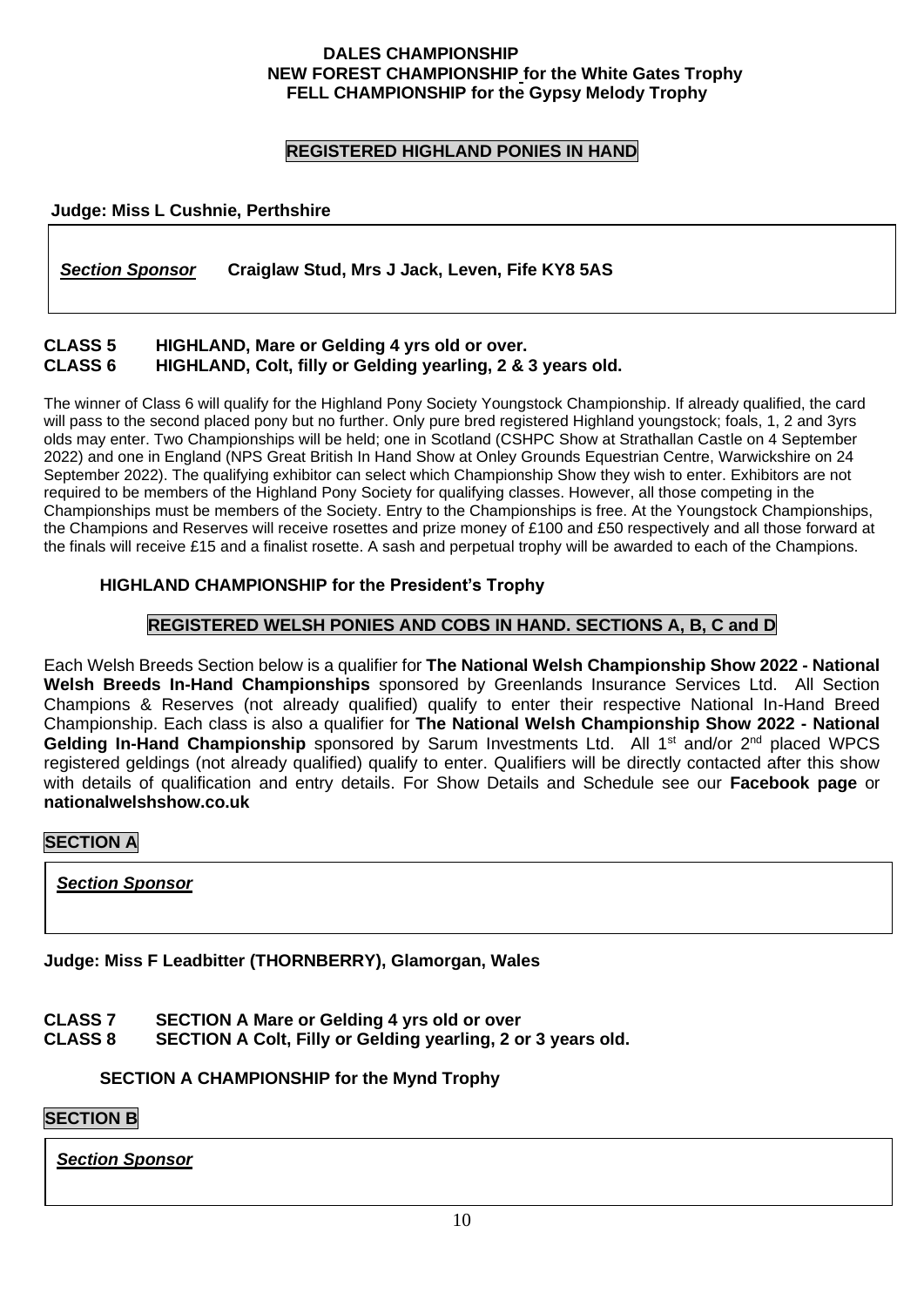**DALES CHAMPIONSHIP**
**NEW FOREST CHAMPIONSHIP for the White Gates Trophy**
**FELL CHAMPIONSHIP for the Gypsy Melody Trophy**

## REGISTERED HIGHLAND PONIES IN HAND

**Judge: Miss L Cushnie, Perthshire**

***Section Sponsor*** **Craiglaw Stud, Mrs J Jack, Leven, Fife KY8 5AS**

**CLASS 5 HIGHLAND, Mare or Gelding 4 yrs old or over.**
**CLASS 6 HIGHLAND, Colt, filly or Gelding yearling, 2 & 3 years old.**

The winner of Class 6 will qualify for the Highland Pony Society Youngstock Championship. If already qualified, the card will pass to the second placed pony but no further. Only pure bred registered Highland youngstock; foals, 1, 2 and 3yrs olds may enter. Two Championships will be held; one in Scotland (CSHPC Show at Strathallan Castle on 4 September 2022) and one in England (NPS Great British In Hand Show at Onley Grounds Equestrian Centre, Warwickshire on 24 September 2022). The qualifying exhibitor can select which Championship Show they wish to enter. Exhibitors are not required to be members of the Highland Pony Society for qualifying classes. However, all those competing in the Championships must be members of the Society. Entry to the Championships is free. At the Youngstock Championships, the Champions and Reserves will receive rosettes and prize money of £100 and £50 respectively and all those forward at the finals will receive £15 and a finalist rosette. A sash and perpetual trophy will be awarded to each of the Champions.

**HIGHLAND CHAMPIONSHIP for the President's Trophy**

## REGISTERED WELSH PONIES AND COBS IN HAND. SECTIONS A, B, C and D

Each Welsh Breeds Section below is a qualifier for **The National Welsh Championship Show 2022 - National Welsh Breeds In-Hand Championships** sponsored by Greenlands Insurance Services Ltd. All Section Champions & Reserves (not already qualified) qualify to enter their respective National In-Hand Breed Championship. Each class is also a qualifier for **The National Welsh Championship Show 2022 - National Gelding In-Hand Championship** sponsored by Sarum Investments Ltd. All 1st and/or 2nd placed WPCS registered geldings (not already qualified) qualify to enter. Qualifiers will be directly contacted after this show with details of qualification and entry details. For Show Details and Schedule see our **Facebook page** or **nationalwelshshow.co.uk**

### SECTION A

***Section Sponsor***

**Judge: Miss F Leadbitter (THORNBERRY), Glamorgan, Wales**

**CLASS 7 SECTION A Mare or Gelding 4 yrs old or over**
**CLASS 8 SECTION A Colt, Filly or Gelding yearling, 2 or 3 years old.**

**SECTION A CHAMPIONSHIP for the Mynd Trophy**

### SECTION B

***Section Sponsor***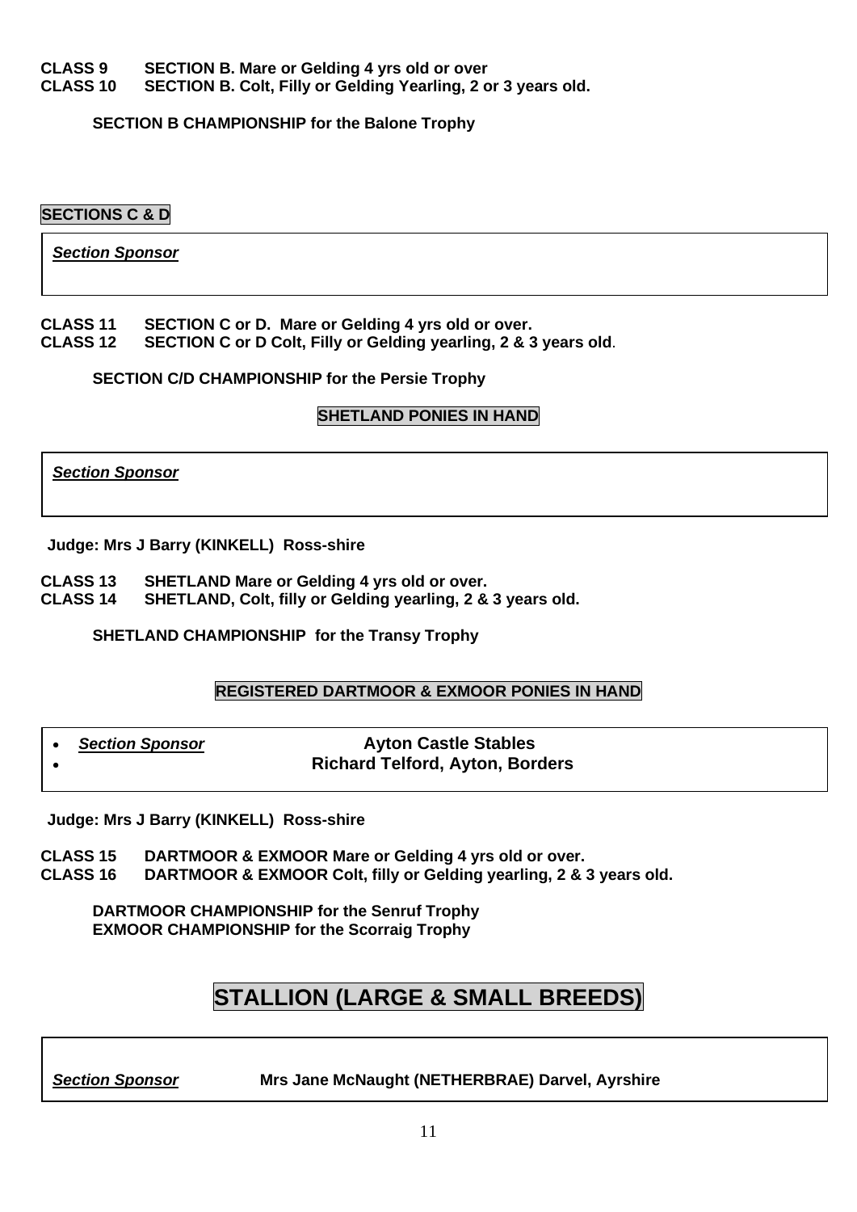**CLASS 9 SECTION B. Mare or Gelding 4 yrs old or over**
**CLASS 10 SECTION B. Colt, Filly or Gelding Yearling, 2 or 3 years old.**

**SECTION B CHAMPIONSHIP for the Balone Trophy**

## SECTIONS C & D

***Section Sponsor***

**CLASS 11 SECTION C or D. Mare or Gelding 4 yrs old or over.**
**CLASS 12 SECTION C or D Colt, Filly or Gelding yearling, 2 & 3 years old.**

**SECTION C/D CHAMPIONSHIP for the Persie Trophy**

## SHETLAND PONIES IN HAND

***Section Sponsor***

**Judge: Mrs J Barry (KINKELL) Ross-shire**

**CLASS 13 SHETLAND Mare or Gelding 4 yrs old or over.**
**CLASS 14 SHETLAND, Colt, filly or Gelding yearling, 2 & 3 years old.**

**SHETLAND CHAMPIONSHIP for the Transy Trophy**

## REGISTERED DARTMOOR & EXMOOR PONIES IN HAND

- ***Section Sponsor*** **Ayton Castle Stables**
- **Richard Telford, Ayton, Borders**

**Judge: Mrs J Barry (KINKELL) Ross-shire**

**CLASS 15 DARTMOOR & EXMOOR Mare or Gelding 4 yrs old or over.**
**CLASS 16 DARTMOOR & EXMOOR Colt, filly or Gelding yearling, 2 & 3 years old.**

**DARTMOOR CHAMPIONSHIP for the Senruf Trophy**
**EXMOOR CHAMPIONSHIP for the Scorraig Trophy**

# STALLION (LARGE & SMALL BREEDS)

***Section Sponsor*** **Mrs Jane McNaught (NETHERBRAE) Darvel, Ayrshire**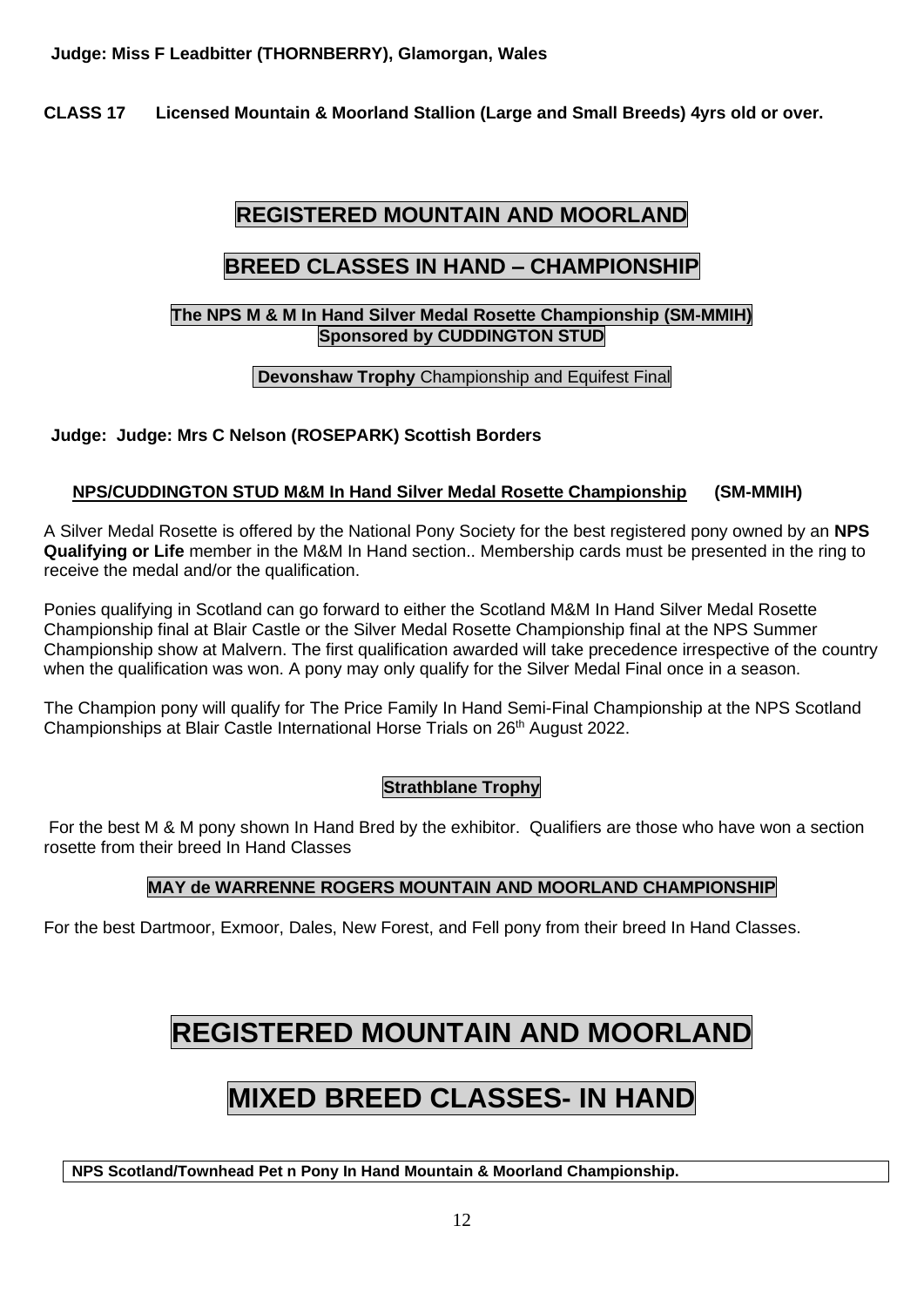**Judge: Miss F Leadbitter (THORNBERRY), Glamorgan, Wales**

**CLASS 17 Licensed Mountain & Moorland Stallion (Large and Small Breeds) 4yrs old or over.**

## REGISTERED MOUNTAIN AND MOORLAND

## BREED CLASSES IN HAND – CHAMPIONSHIP

**The NPS M & M In Hand Silver Medal Rosette Championship (SM-MMIH)**
**Sponsored by CUDDINGTON STUD**

**Devonshaw Trophy** Championship and Equifest Final

**Judge: Judge: Mrs C Nelson (ROSEPARK) Scottish Borders**

**NPS/CUDDINGTON STUD M&M In Hand Silver Medal Rosette Championship (SM-MMIH)**

A Silver Medal Rosette is offered by the National Pony Society for the best registered pony owned by an **NPS Qualifying or Life** member in the M&M In Hand section.. Membership cards must be presented in the ring to receive the medal and/or the qualification.

Ponies qualifying in Scotland can go forward to either the Scotland M&M In Hand Silver Medal Rosette Championship final at Blair Castle or the Silver Medal Rosette Championship final at the NPS Summer Championship show at Malvern. The first qualification awarded will take precedence irrespective of the country when the qualification was won. A pony may only qualify for the Silver Medal Final once in a season.

The Champion pony will qualify for The Price Family In Hand Semi-Final Championship at the NPS Scotland Championships at Blair Castle International Horse Trials on 26th August 2022.

**Strathblane Trophy**

For the best M & M pony shown In Hand Bred by the exhibitor. Qualifiers are those who have won a section rosette from their breed In Hand Classes

**MAY de WARRENNE ROGERS MOUNTAIN AND MOORLAND CHAMPIONSHIP**

For the best Dartmoor, Exmoor, Dales, New Forest, and Fell pony from their breed In Hand Classes.

# REGISTERED MOUNTAIN AND MOORLAND

# MIXED BREED CLASSES- IN HAND

**NPS Scotland/Townhead Pet n Pony In Hand Mountain & Moorland Championship.**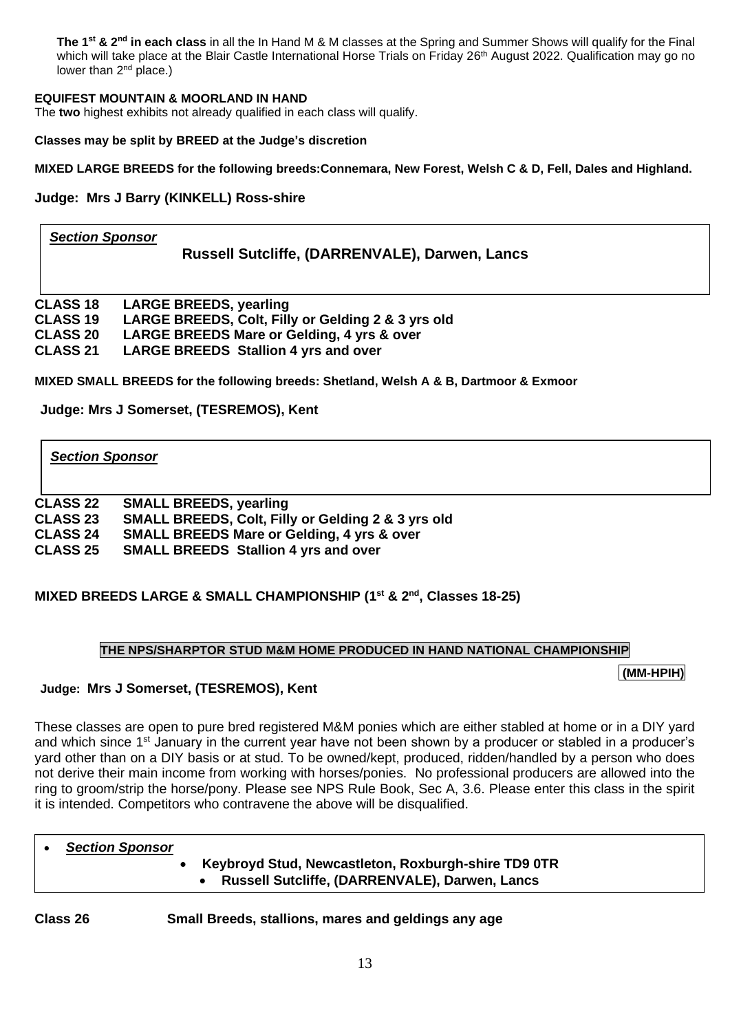**The 1st & 2nd in each class** in all the In Hand M & M classes at the Spring and Summer Shows will qualify for the Final which will take place at the Blair Castle International Horse Trials on Friday 26th August 2022. Qualification may go no lower than 2nd place.)

**EQUIFEST MOUNTAIN & MOORLAND IN HAND**

The **two** highest exhibits not already qualified in each class will qualify.

**Classes may be split by BREED at the Judge's discretion**

**MIXED LARGE BREEDS for the following breeds:Connemara, New Forest, Welsh C & D, Fell, Dales and Highland.**

**Judge: Mrs J Barry (KINKELL) Ross-shire**

***Section Sponsor***

**Russell Sutcliffe, (DARRENVALE), Darwen, Lancs**

**CLASS 18 LARGE BREEDS, yearling**
**CLASS 19 LARGE BREEDS, Colt, Filly or Gelding 2 & 3 yrs old**
**CLASS 20 LARGE BREEDS Mare or Gelding, 4 yrs & over**
**CLASS 21 LARGE BREEDS Stallion 4 yrs and over**

**MIXED SMALL BREEDS for the following breeds: Shetland, Welsh A & B, Dartmoor & Exmoor**

**Judge: Mrs J Somerset, (TESREMOS), Kent**

***Section Sponsor***

**CLASS 22 SMALL BREEDS, yearling**
**CLASS 23 SMALL BREEDS, Colt, Filly or Gelding 2 & 3 yrs old**
**CLASS 24 SMALL BREEDS Mare or Gelding, 4 yrs & over**
**CLASS 25 SMALL BREEDS Stallion 4 yrs and over**

**MIXED BREEDS LARGE & SMALL CHAMPIONSHIP (1st & 2nd, Classes 18-25)**

**THE NPS/SHARPTOR STUD M&M HOME PRODUCED IN HAND NATIONAL CHAMPIONSHIP**

**(MM-HPIH)**

**Judge: Mrs J Somerset, (TESREMOS), Kent**

These classes are open to pure bred registered M&M ponies which are either stabled at home or in a DIY yard and which since 1st January in the current year have not been shown by a producer or stabled in a producer's yard other than on a DIY basis or at stud. To be owned/kept, produced, ridden/handled by a person who does not derive their main income from working with horses/ponies. No professional producers are allowed into the ring to groom/strip the horse/pony. Please see NPS Rule Book, Sec A, 3.6. Please enter this class in the spirit it is intended. Competitors who contravene the above will be disqualified.

- ***Section Sponsor***
  - **Keybroyd Stud, Newcastleton, Roxburgh-shire TD9 0TR**
  - **Russell Sutcliffe, (DARRENVALE), Darwen, Lancs**

**Class 26 Small Breeds, stallions, mares and geldings any age**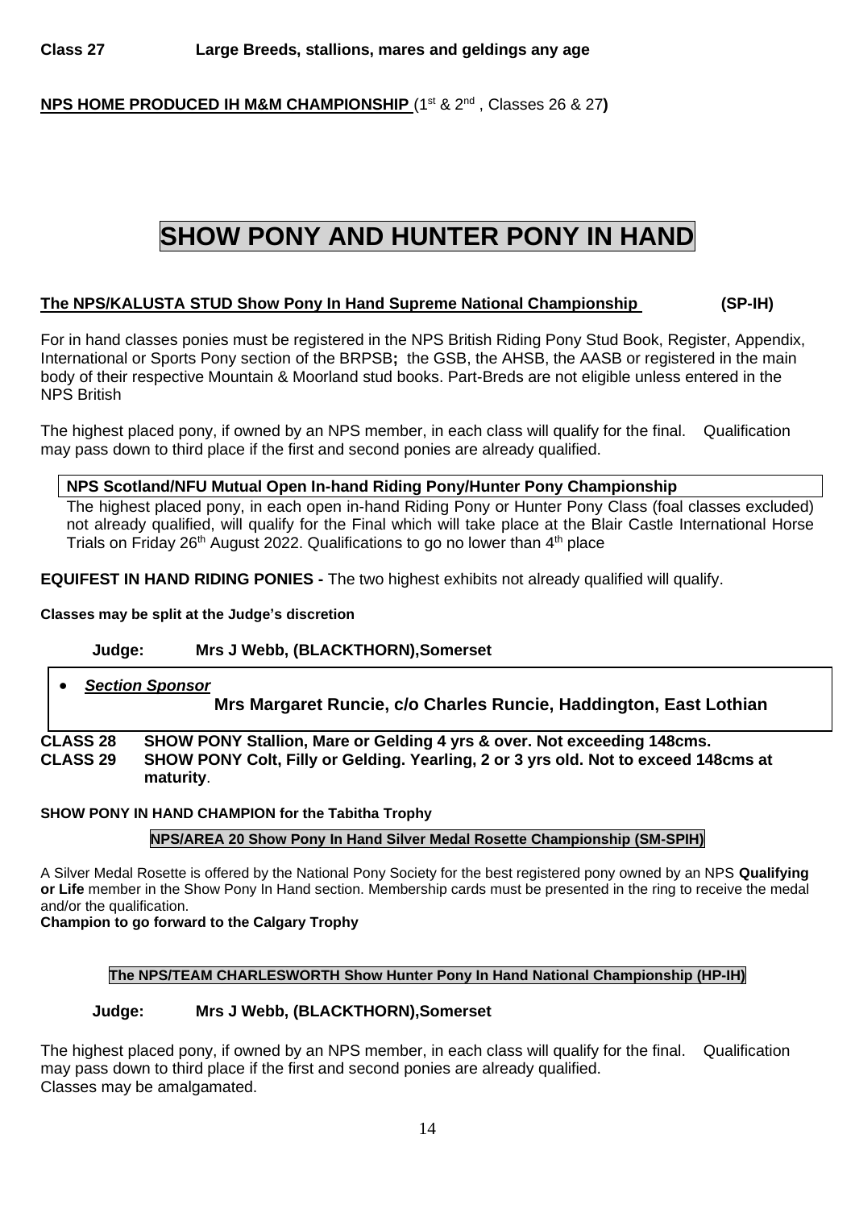**Class 27 Large Breeds, stallions, mares and geldings any age**

**NPS HOME PRODUCED IH M&M CHAMPIONSHIP** (1st & 2nd , Classes 26 & 27**)**

# SHOW PONY AND HUNTER PONY IN HAND

**The NPS/KALUSTA STUD Show Pony In Hand Supreme National Championship (SP-IH)**

For in hand classes ponies must be registered in the NPS British Riding Pony Stud Book, Register, Appendix, International or Sports Pony section of the BRPSB**;** the GSB, the AHSB, the AASB or registered in the main body of their respective Mountain & Moorland stud books. Part-Breds are not eligible unless entered in the NPS British

The highest placed pony, if owned by an NPS member, in each class will qualify for the final. Qualification may pass down to third place if the first and second ponies are already qualified.

**NPS Scotland/NFU Mutual Open In-hand Riding Pony/Hunter Pony Championship**

The highest placed pony, in each open in-hand Riding Pony or Hunter Pony Class (foal classes excluded) not already qualified, will qualify for the Final which will take place at the Blair Castle International Horse Trials on Friday 26th August 2022. Qualifications to go no lower than 4th place

**EQUIFEST IN HAND RIDING PONIES -** The two highest exhibits not already qualified will qualify.

**Classes may be split at the Judge's discretion**

**Judge: Mrs J Webb, (BLACKTHORN),Somerset**

- ***Section Sponsor***

**Mrs Margaret Runcie, c/o Charles Runcie, Haddington, East Lothian**

**CLASS 28 SHOW PONY Stallion, Mare or Gelding 4 yrs & over. Not exceeding 148cms.**
**CLASS 29 SHOW PONY Colt, Filly or Gelding. Yearling, 2 or 3 yrs old. Not to exceed 148cms at maturity**.

**SHOW PONY IN HAND CHAMPION for the Tabitha Trophy**

**NPS/AREA 20 Show Pony In Hand Silver Medal Rosette Championship (SM-SPIH)**

A Silver Medal Rosette is offered by the National Pony Society for the best registered pony owned by an NPS **Qualifying or Life** member in the Show Pony In Hand section. Membership cards must be presented in the ring to receive the medal and/or the qualification.
**Champion to go forward to the Calgary Trophy**

**The NPS/TEAM CHARLESWORTH Show Hunter Pony In Hand National Championship (HP-IH)**

**Judge: Mrs J Webb, (BLACKTHORN),Somerset**

The highest placed pony, if owned by an NPS member, in each class will qualify for the final. Qualification may pass down to third place if the first and second ponies are already qualified.
Classes may be amalgamated.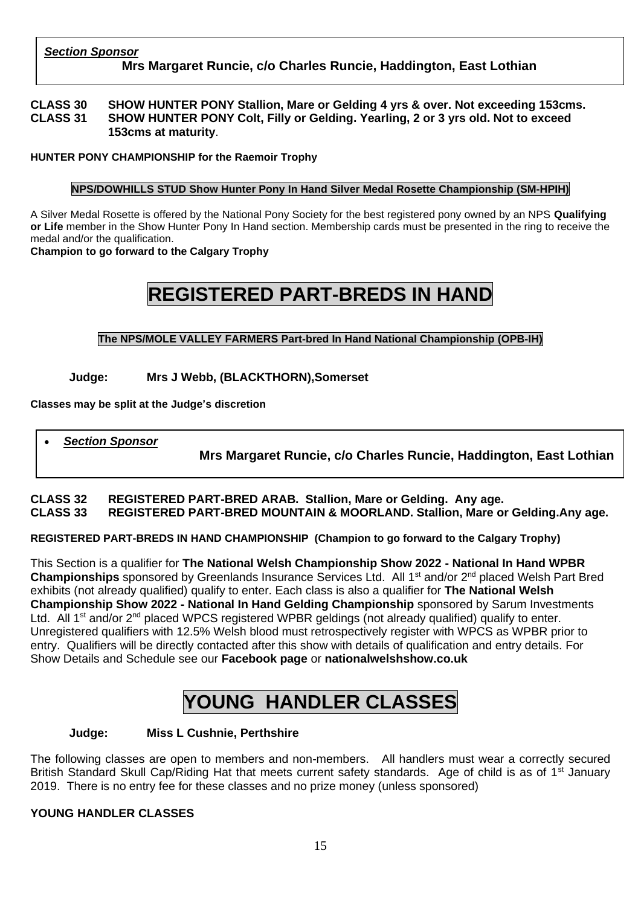***Section Sponsor***
**Mrs Margaret Runcie, c/o Charles Runcie, Haddington, East Lothian**

**CLASS 30 SHOW HUNTER PONY Stallion, Mare or Gelding 4 yrs & over. Not exceeding 153cms.**
**CLASS 31 SHOW HUNTER PONY Colt, Filly or Gelding. Yearling, 2 or 3 yrs old. Not to exceed 153cms at maturity**.

**HUNTER PONY CHAMPIONSHIP for the Raemoir Trophy**

**NPS/DOWHILLS STUD Show Hunter Pony In Hand Silver Medal Rosette Championship (SM-HPIH)**

A Silver Medal Rosette is offered by the National Pony Society for the best registered pony owned by an NPS **Qualifying or Life** member in the Show Hunter Pony In Hand section. Membership cards must be presented in the ring to receive the medal and/or the qualification.
**Champion to go forward to the Calgary Trophy**

# REGISTERED PART-BREDS IN HAND

**The NPS/MOLE VALLEY FARMERS Part-bred In Hand National Championship (OPB-IH)**

**Judge: Mrs J Webb, (BLACKTHORN),Somerset**

**Classes may be split at the Judge's discretion**

- ***Section Sponsor***
  **Mrs Margaret Runcie, c/o Charles Runcie, Haddington, East Lothian**

**CLASS 32 REGISTERED PART-BRED ARAB. Stallion, Mare or Gelding. Any age.**
**CLASS 33 REGISTERED PART-BRED MOUNTAIN & MOORLAND. Stallion, Mare or Gelding.Any age.**

**REGISTERED PART-BREDS IN HAND CHAMPIONSHIP (Champion to go forward to the Calgary Trophy)**

This Section is a qualifier for **The National Welsh Championship Show 2022 - National In Hand WPBR Championships** sponsored by Greenlands Insurance Services Ltd. All 1st and/or 2nd placed Welsh Part Bred exhibits (not already qualified) qualify to enter. Each class is also a qualifier for **The National Welsh Championship Show 2022 - National In Hand Gelding Championship** sponsored by Sarum Investments Ltd. All 1st and/or 2nd placed WPCS registered WPBR geldings (not already qualified) qualify to enter. Unregistered qualifiers with 12.5% Welsh blood must retrospectively register with WPCS as WPBR prior to entry. Qualifiers will be directly contacted after this show with details of qualification and entry details. For Show Details and Schedule see our **Facebook page** or **nationalwelshshow.co.uk**

# YOUNG HANDLER CLASSES

**Judge: Miss L Cushnie, Perthshire**

The following classes are open to members and non-members. All handlers must wear a correctly secured British Standard Skull Cap/Riding Hat that meets current safety standards. Age of child is as of 1st January 2019. There is no entry fee for these classes and no prize money (unless sponsored)

**YOUNG HANDLER CLASSES**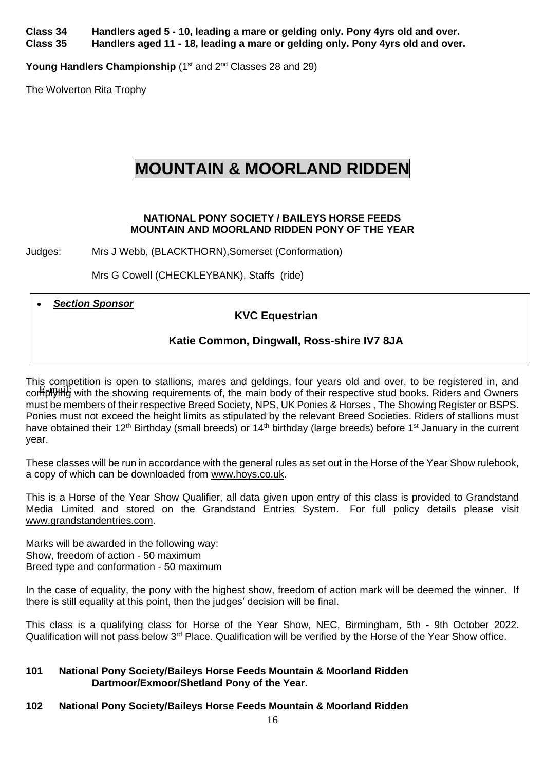**Class 34 Handlers aged 5 - 10, leading a mare or gelding only. Pony 4yrs old and over.**
**Class 35 Handlers aged 11 - 18, leading a mare or gelding only. Pony 4yrs old and over.**

**Young Handlers Championship** (1st and 2nd Classes 28 and 29)

The Wolverton Rita Trophy

# MOUNTAIN & MOORLAND RIDDEN

**NATIONAL PONY SOCIETY / BAILEYS HORSE FEEDS**
**MOUNTAIN AND MOORLAND RIDDEN PONY OF THE YEAR**

Judges: Mrs J Webb, (BLACKTHORN),Somerset (Conformation)

Mrs G Cowell (CHECKLEYBANK), Staffs (ride)

- ***Section Sponsor***

**KVC Equestrian**

**Katie Common, Dingwall, Ross-shire IV7 8JA**

This competition is open to stallions, mares and geldings, four years old and over, to be registered in, and complying with the showing requirements of, the main body of their respective stud books. Riders and Owners must be members of their respective Breed Society, NPS, UK Ponies & Horses , The Showing Register or BSPS. Ponies must not exceed the height limits as stipulated by the relevant Breed Societies. Riders of stallions must have obtained their 12th Birthday (small breeds) or 14th birthday (large breeds) before 1st January in the current year.

These classes will be run in accordance with the general rules as set out in the Horse of the Year Show rulebook, a copy of which can be downloaded from www.hoys.co.uk.

This is a Horse of the Year Show Qualifier, all data given upon entry of this class is provided to Grandstand Media Limited and stored on the Grandstand Entries System. For full policy details please visit www.grandstandentries.com.

Marks will be awarded in the following way:
Show, freedom of action - 50 maximum
Breed type and conformation - 50 maximum

In the case of equality, the pony with the highest show, freedom of action mark will be deemed the winner. If there is still equality at this point, then the judges' decision will be final.

This class is a qualifying class for Horse of the Year Show, NEC, Birmingham, 5th - 9th October 2022. Qualification will not pass below 3rd Place. Qualification will be verified by the Horse of the Year Show office.

**101 National Pony Society/Baileys Horse Feeds Mountain & Moorland Ridden Dartmoor/Exmoor/Shetland Pony of the Year.**

**102 National Pony Society/Baileys Horse Feeds Mountain & Moorland Ridden**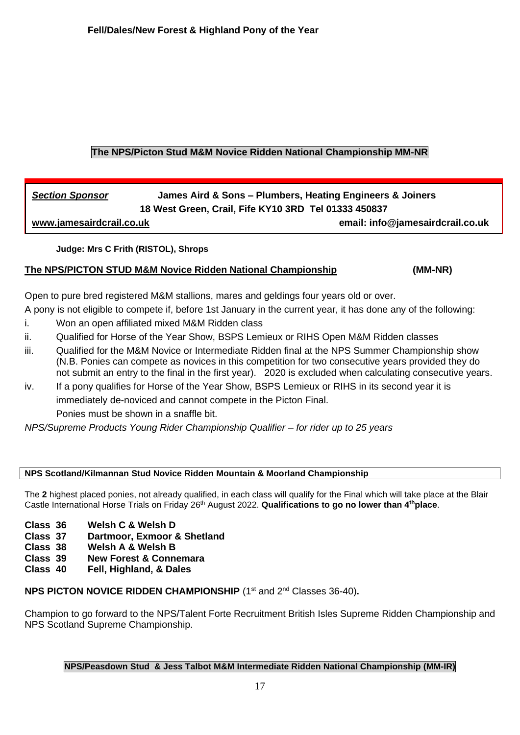**Fell/Dales/New Forest & Highland Pony of the Year**

**The NPS/Picton Stud M&M Novice Ridden National Championship MM-NR**

| ***Section Sponsor*** | **James Aird & Sons – Plumbers, Heating Engineers & Joiners** |
|---|---|
| | **18 West Green, Crail, Fife KY10 3RD Tel 01333 450837** |
| **www.jamesairdcrail.co.uk** | **email: info@jamesairdcrail.co.uk** |

**Judge: Mrs C Frith (RISTOL), Shrops**

**The NPS/PICTON STUD M&M Novice Ridden National Championship** **(MM-NR)**

Open to pure bred registered M&M stallions, mares and geldings four years old or over.

A pony is not eligible to compete if, before 1st January in the current year, it has done any of the following:

- i. Won an open affiliated mixed M&M Ridden class
- ii. Qualified for Horse of the Year Show, BSPS Lemieux or RIHS Open M&M Ridden classes
- iii. Qualified for the M&M Novice or Intermediate Ridden final at the NPS Summer Championship show (N.B. Ponies can compete as novices in this competition for two consecutive years provided they do not submit an entry to the final in the first year). 2020 is excluded when calculating consecutive years.
- iv. If a pony qualifies for Horse of the Year Show, BSPS Lemieux or RIHS in its second year it is immediately de-noviced and cannot compete in the Picton Final.

Ponies must be shown in a snaffle bit.

*NPS/Supreme Products Young Rider Championship Qualifier – for rider up to 25 years*

**NPS Scotland/Kilmannan Stud Novice Ridden Mountain & Moorland Championship**

The **2** highest placed ponies, not already qualified, in each class will qualify for the Final which will take place at the Blair Castle International Horse Trials on Friday 26th August 2022. **Qualifications to go no lower than 4th place**.

**Class 36 Welsh C & Welsh D**
**Class 37 Dartmoor, Exmoor & Shetland**
**Class 38 Welsh A & Welsh B**
**Class 39 New Forest & Connemara**
**Class 40 Fell, Highland, & Dales**

**NPS PICTON NOVICE RIDDEN CHAMPIONSHIP** (1st and 2nd Classes 36-40)**.**

Champion to go forward to the NPS/Talent Forte Recruitment British Isles Supreme Ridden Championship and NPS Scotland Supreme Championship.

**NPS/Peasdown Stud & Jess Talbot M&M Intermediate Ridden National Championship (MM-IR)**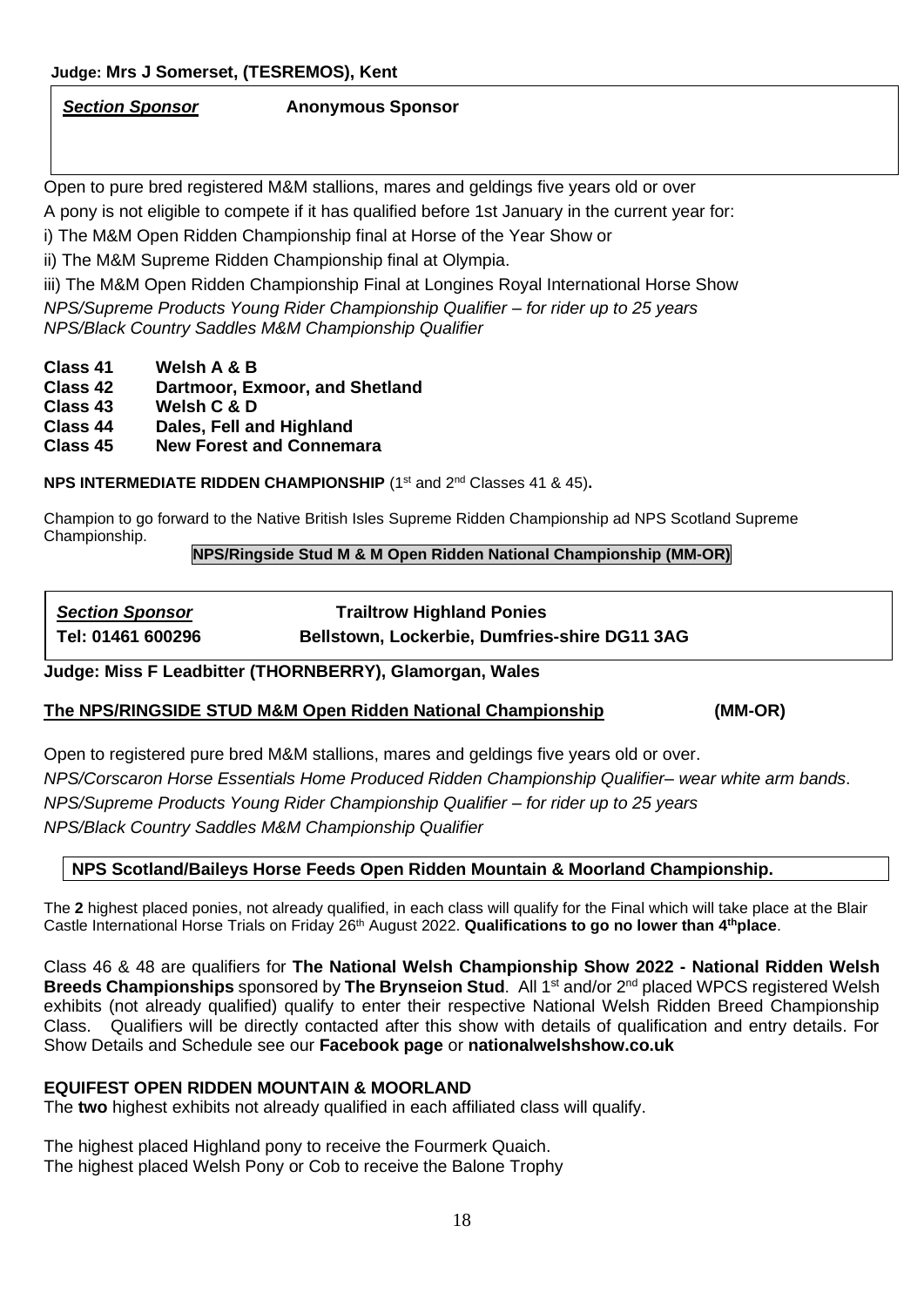**Judge: Mrs J Somerset, (TESREMOS), Kent**

***Section Sponsor*** **Anonymous Sponsor**

Open to pure bred registered M&M stallions, mares and geldings five years old or over

A pony is not eligible to compete if it has qualified before 1st January in the current year for:

i) The M&M Open Ridden Championship final at Horse of the Year Show or

ii) The M&M Supreme Ridden Championship final at Olympia.

iii) The M&M Open Ridden Championship Final at Longines Royal International Horse Show

*NPS/Supreme Products Young Rider Championship Qualifier – for rider up to 25 years*
*NPS/Black Country Saddles M&M Championship Qualifier*

**Class 41 Welsh A & B**
**Class 42 Dartmoor, Exmoor, and Shetland**
**Class 43 Welsh C & D**
**Class 44 Dales, Fell and Highland**
**Class 45 New Forest and Connemara**

**NPS INTERMEDIATE RIDDEN CHAMPIONSHIP** (1st and 2nd Classes 41 & 45)**.**

Champion to go forward to the Native British Isles Supreme Ridden Championship ad NPS Scotland Supreme Championship.

**NPS/Ringside Stud M & M Open Ridden National Championship (MM-OR)**

***Section Sponsor*** **Trailtrow Highland Ponies**
**Tel: 01461 600296** **Bellstown, Lockerbie, Dumfries-shire DG11 3AG**

**Judge: Miss F Leadbitter (THORNBERRY), Glamorgan, Wales**

**The NPS/RINGSIDE STUD M&M Open Ridden National Championship (MM-OR)**

Open to registered pure bred M&M stallions, mares and geldings five years old or over.

*NPS/Corscaron Horse Essentials Home Produced Ridden Championship Qualifier– wear white arm bands*.

*NPS/Supreme Products Young Rider Championship Qualifier – for rider up to 25 years*

*NPS/Black Country Saddles M&M Championship Qualifier*

**NPS Scotland/Baileys Horse Feeds Open Ridden Mountain & Moorland Championship.**

The **2** highest placed ponies, not already qualified, in each class will qualify for the Final which will take place at the Blair Castle International Horse Trials on Friday 26th August 2022. **Qualifications to go no lower than 4th place**.

Class 46 & 48 are qualifiers for **The National Welsh Championship Show 2022 - National Ridden Welsh Breeds Championships** sponsored by **The Brynseion Stud**. All 1st and/or 2nd placed WPCS registered Welsh exhibits (not already qualified) qualify to enter their respective National Welsh Ridden Breed Championship Class. Qualifiers will be directly contacted after this show with details of qualification and entry details. For Show Details and Schedule see our **Facebook page** or **nationalwelshshow.co.uk**

**EQUIFEST OPEN RIDDEN MOUNTAIN & MOORLAND**
The **two** highest exhibits not already qualified in each affiliated class will qualify.

The highest placed Highland pony to receive the Fourmerk Quaich.
The highest placed Welsh Pony or Cob to receive the Balone Trophy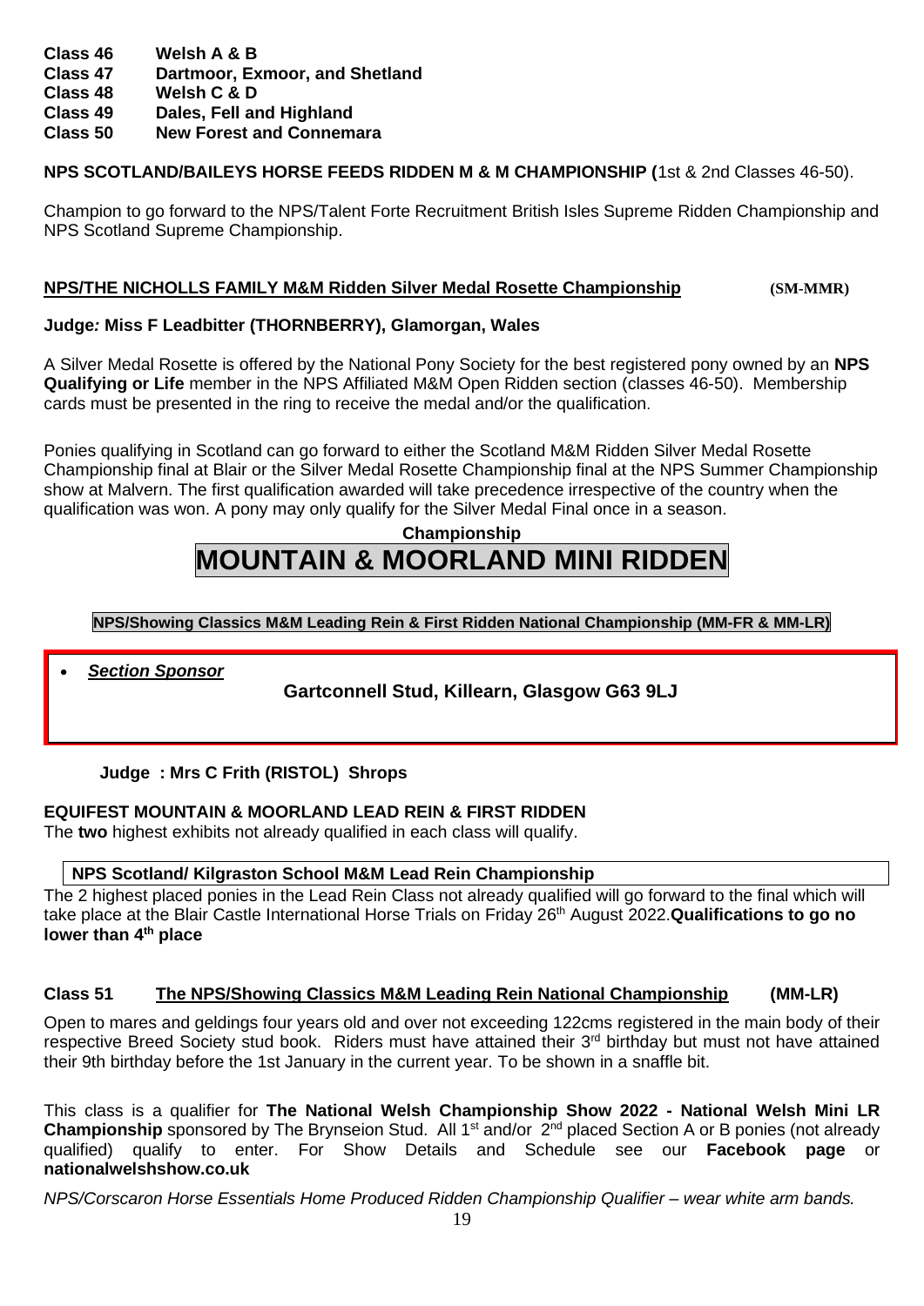**Class 46 Welsh A & B**
**Class 47 Dartmoor, Exmoor, and Shetland**
**Class 48 Welsh C & D**
**Class 49 Dales, Fell and Highland**
**Class 50 New Forest and Connemara**

**NPS SCOTLAND/BAILEYS HORSE FEEDS RIDDEN M & M CHAMPIONSHIP (**1st & 2nd Classes 46-50).

Champion to go forward to the NPS/Talent Forte Recruitment British Isles Supreme Ridden Championship and NPS Scotland Supreme Championship.

**NPS/THE NICHOLLS FAMILY M&M Ridden Silver Medal Rosette Championship (SM-MMR)**

**Judge*:* Miss F Leadbitter (THORNBERRY), Glamorgan, Wales**

A Silver Medal Rosette is offered by the National Pony Society for the best registered pony owned by an **NPS Qualifying or Life** member in the NPS Affiliated M&M Open Ridden section (classes 46-50). Membership cards must be presented in the ring to receive the medal and/or the qualification.

Ponies qualifying in Scotland can go forward to either the Scotland M&M Ridden Silver Medal Rosette Championship final at Blair or the Silver Medal Rosette Championship final at the NPS Summer Championship show at Malvern. The first qualification awarded will take precedence irrespective of the country when the qualification was won. A pony may only qualify for the Silver Medal Final once in a season.

**Championship**

# MOUNTAIN & MOORLAND MINI RIDDEN

**NPS/Showing Classics M&M Leading Rein & First Ridden National Championship (MM-FR & MM-LR)**

- ***Section Sponsor***

**Gartconnell Stud, Killearn, Glasgow G63 9LJ**

**Judge : Mrs C Frith (RISTOL) Shrops**

**EQUIFEST MOUNTAIN & MOORLAND LEAD REIN & FIRST RIDDEN**

The **two** highest exhibits not already qualified in each class will qualify.

**NPS Scotland/ Kilgraston School M&M Lead Rein Championship**

The 2 highest placed ponies in the Lead Rein Class not already qualified will go forward to the final which will take place at the Blair Castle International Horse Trials on Friday 26th August 2022.**Qualifications to go no lower than 4th place**

**Class 51 The NPS/Showing Classics M&M Leading Rein National Championship (MM-LR)**

Open to mares and geldings four years old and over not exceeding 122cms registered in the main body of their respective Breed Society stud book. Riders must have attained their 3rd birthday but must not have attained their 9th birthday before the 1st January in the current year. To be shown in a snaffle bit.

This class is a qualifier for **The National Welsh Championship Show 2022 - National Welsh Mini LR Championship** sponsored by The Brynseion Stud. All 1st and/or 2nd placed Section A or B ponies (not already qualified) qualify to enter. For Show Details and Schedule see our **Facebook page** or **nationalwelshshow.co.uk**

*NPS/Corscaron Horse Essentials Home Produced Ridden Championship Qualifier – wear white arm bands.*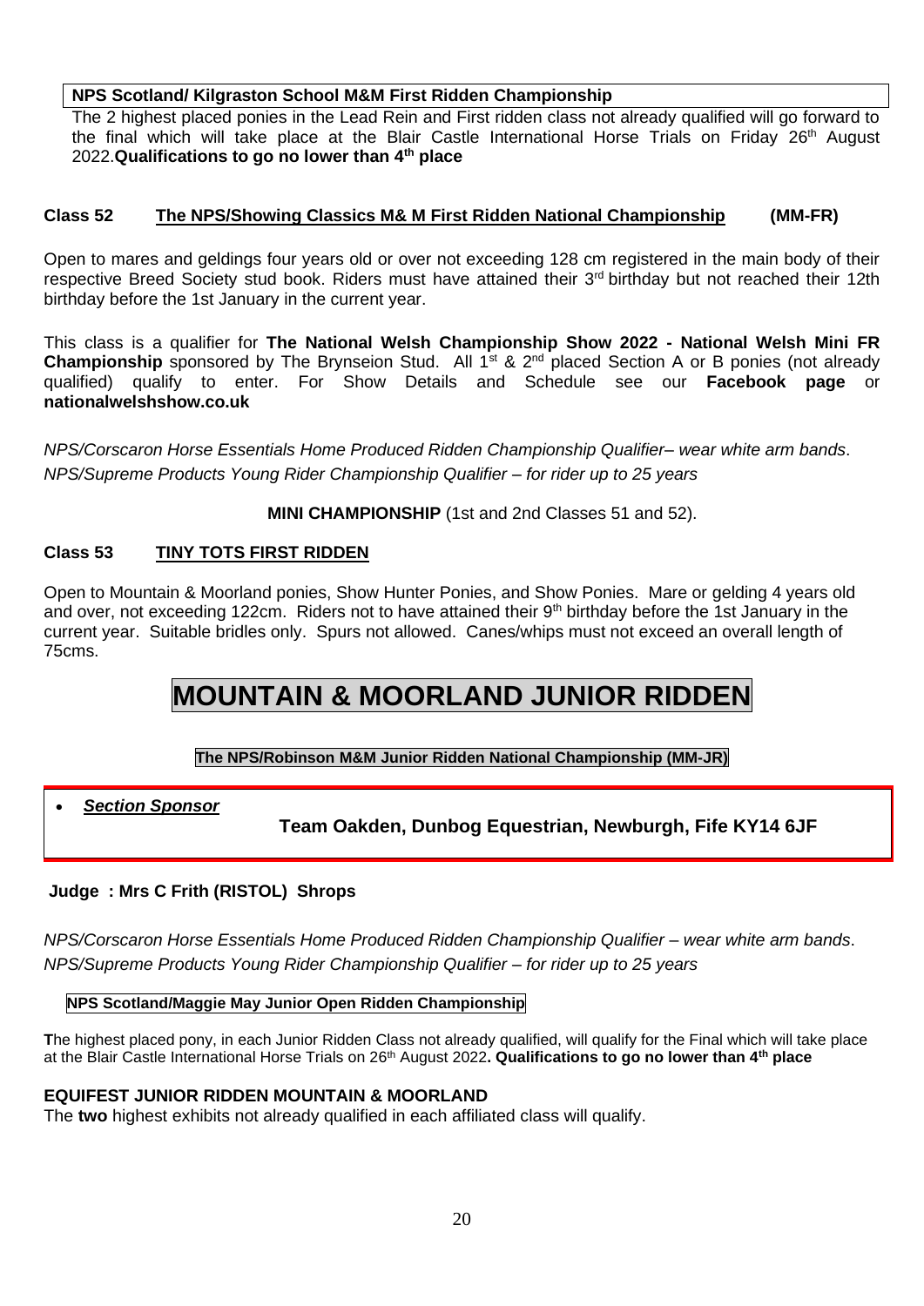**NPS Scotland/ Kilgraston School M&M First Ridden Championship**

The 2 highest placed ponies in the Lead Rein and First ridden class not already qualified will go forward to the final which will take place at the Blair Castle International Horse Trials on Friday 26th August 2022.**Qualifications to go no lower than 4th place**

### Class 52 The NPS/Showing Classics M& M First Ridden National Championship (MM-FR)

Open to mares and geldings four years old or over not exceeding 128 cm registered in the main body of their respective Breed Society stud book. Riders must have attained their 3rd birthday but not reached their 12th birthday before the 1st January in the current year.

This class is a qualifier for **The National Welsh Championship Show 2022 - National Welsh Mini FR Championship** sponsored by The Brynseion Stud. All 1st & 2nd placed Section A or B ponies (not already qualified) qualify to enter. For Show Details and Schedule see our **Facebook page** or **nationalwelshshow.co.uk**

*NPS/Corscaron Horse Essentials Home Produced Ridden Championship Qualifier– wear white arm bands.*
*NPS/Supreme Products Young Rider Championship Qualifier – for rider up to 25 years*

**MINI CHAMPIONSHIP** (1st and 2nd Classes 51 and 52).

### Class 53 TINY TOTS FIRST RIDDEN

Open to Mountain & Moorland ponies, Show Hunter Ponies, and Show Ponies. Mare or gelding 4 years old and over, not exceeding 122cm. Riders not to have attained their 9th birthday before the 1st January in the current year. Suitable bridles only. Spurs not allowed. Canes/whips must not exceed an overall length of 75cms.

# MOUNTAIN & MOORLAND JUNIOR RIDDEN

**The NPS/Robinson M&M Junior Ridden National Championship (MM-JR)**

- ***Section Sponsor***

**Team Oakden, Dunbog Equestrian, Newburgh, Fife KY14 6JF**

**Judge : Mrs C Frith (RISTOL) Shrops**

*NPS/Corscaron Horse Essentials Home Produced Ridden Championship Qualifier – wear white arm bands.*
*NPS/Supreme Products Young Rider Championship Qualifier – for rider up to 25 years*

**NPS Scotland/Maggie May Junior Open Ridden Championship**

The highest placed pony, in each Junior Ridden Class not already qualified, will qualify for the Final which will take place at the Blair Castle International Horse Trials on 26th August 2022**. Qualifications to go no lower than 4th place**

**EQUIFEST JUNIOR RIDDEN MOUNTAIN & MOORLAND**

The **two** highest exhibits not already qualified in each affiliated class will qualify.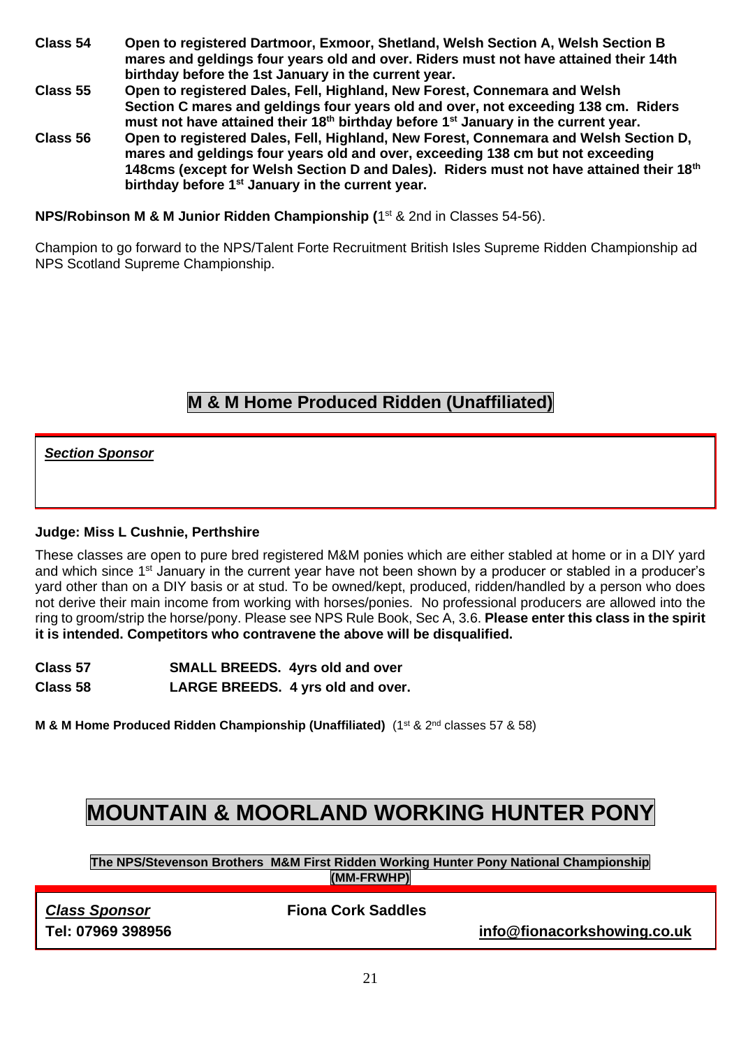**Class 54** **Open to registered Dartmoor, Exmoor, Shetland, Welsh Section A, Welsh Section B mares and geldings four years old and over. Riders must not have attained their 14th birthday before the 1st January in the current year.**

**Class 55** **Open to registered Dales, Fell, Highland, New Forest, Connemara and Welsh Section C mares and geldings four years old and over, not exceeding 138 cm. Riders must not have attained their 18th birthday before 1st January in the current year.**

**Class 56** **Open to registered Dales, Fell, Highland, New Forest, Connemara and Welsh Section D, mares and geldings four years old and over, exceeding 138 cm but not exceeding 148cms (except for Welsh Section D and Dales). Riders must not have attained their 18th birthday before 1st January in the current year.**

**NPS/Robinson M & M Junior Ridden Championship (**1st & 2nd in Classes 54-56).

Champion to go forward to the NPS/Talent Forte Recruitment British Isles Supreme Ridden Championship ad NPS Scotland Supreme Championship.

## M & M Home Produced Ridden (Unaffiliated)

***Section Sponsor***

**Judge: Miss L Cushnie, Perthshire**

These classes are open to pure bred registered M&M ponies which are either stabled at home or in a DIY yard and which since 1st January in the current year have not been shown by a producer or stabled in a producer's yard other than on a DIY basis or at stud. To be owned/kept, produced, ridden/handled by a person who does not derive their main income from working with horses/ponies. No professional producers are allowed into the ring to groom/strip the horse/pony. Please see NPS Rule Book, Sec A, 3.6. **Please enter this class in the spirit it is intended. Competitors who contravene the above will be disqualified.**

**Class 57** **SMALL BREEDS. 4yrs old and over**

**Class 58** **LARGE BREEDS. 4 yrs old and over.**

**M & M Home Produced Ridden Championship (Unaffiliated)** (1st & 2nd classes 57 & 58)

# MOUNTAIN & MOORLAND WORKING HUNTER PONY

**The NPS/Stevenson Brothers M&M First Ridden Working Hunter Pony National Championship (MM-FRWHP)**

***Class Sponsor*** **Fiona Cork Saddles**

**Tel: 07969 398956** **info@fionacorkshowing.co.uk**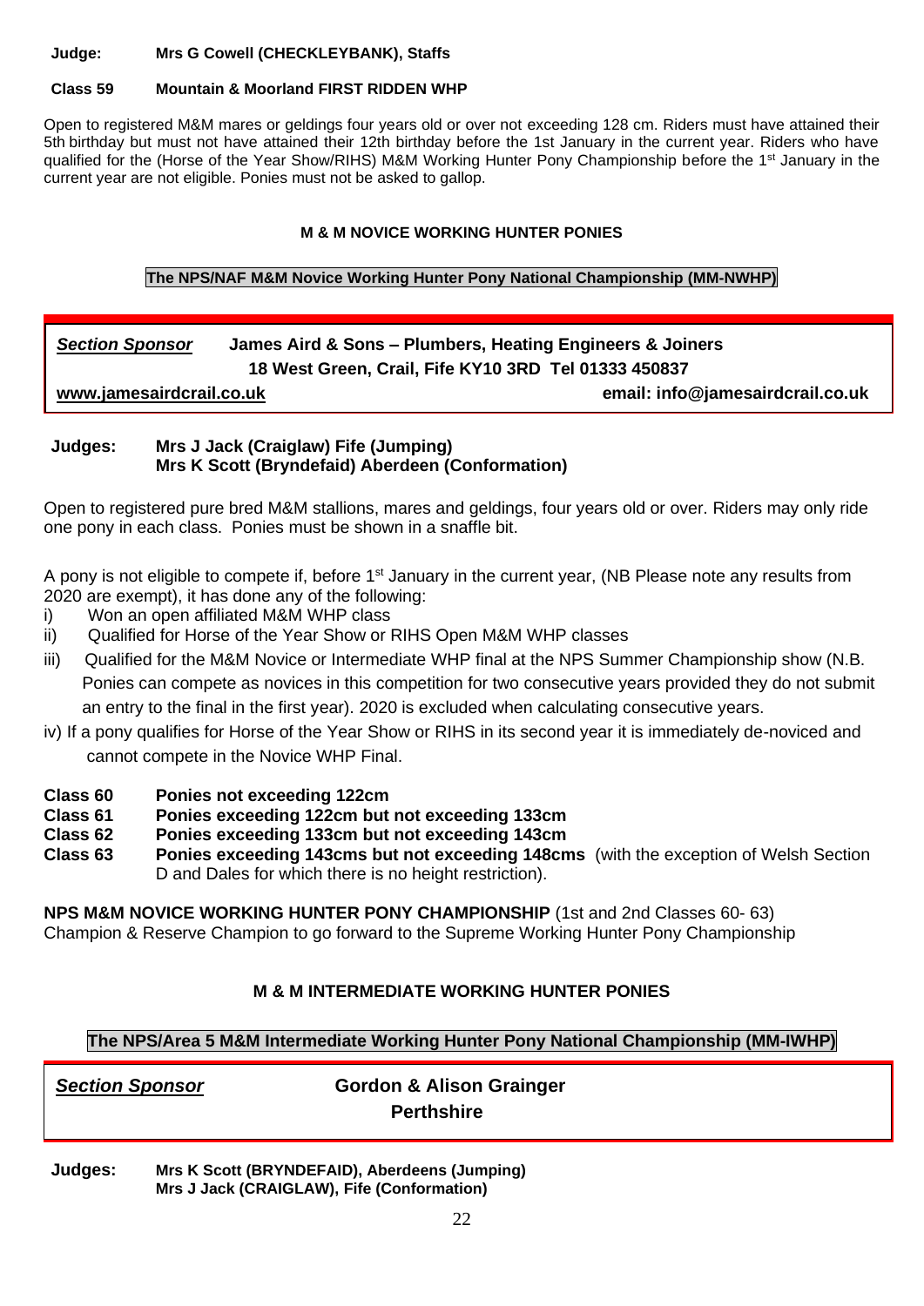**Judge: Mrs G Cowell (CHECKLEYBANK), Staffs**

**Class 59 Mountain & Moorland FIRST RIDDEN WHP**

Open to registered M&M mares or geldings four years old or over not exceeding 128 cm. Riders must have attained their 5th birthday but must not have attained their 12th birthday before the 1st January in the current year. Riders who have qualified for the (Horse of the Year Show/RIHS) M&M Working Hunter Pony Championship before the 1st January in the current year are not eligible. Ponies must not be asked to gallop.

## M & M NOVICE WORKING HUNTER PONIES

**The NPS/NAF M&M Novice Working Hunter Pony National Championship (MM-NWHP)**

***Section Sponsor*** **James Aird & Sons – Plumbers, Heating Engineers & Joiners**
**18 West Green, Crail, Fife KY10 3RD Tel 01333 450837**
**www.jamesairdcrail.co.uk** **email: info@jamesairdcrail.co.uk**

**Judges: Mrs J Jack (Craiglaw) Fife (Jumping)**
**Mrs K Scott (Bryndefaid) Aberdeen (Conformation)**

Open to registered pure bred M&M stallions, mares and geldings, four years old or over. Riders may only ride one pony in each class. Ponies must be shown in a snaffle bit.

A pony is not eligible to compete if, before 1st January in the current year, (NB Please note any results from 2020 are exempt), it has done any of the following:

i) Won an open affiliated M&M WHP class
ii) Qualified for Horse of the Year Show or RIHS Open M&M WHP classes
iii) Qualified for the M&M Novice or Intermediate WHP final at the NPS Summer Championship show (N.B. Ponies can compete as novices in this competition for two consecutive years provided they do not submit an entry to the final in the first year). 2020 is excluded when calculating consecutive years.
iv) If a pony qualifies for Horse of the Year Show or RIHS in its second year it is immediately de-noviced and cannot compete in the Novice WHP Final.

**Class 60 Ponies not exceeding 122cm**
**Class 61 Ponies exceeding 122cm but not exceeding 133cm**
**Class 62 Ponies exceeding 133cm but not exceeding 143cm**
**Class 63 Ponies exceeding 143cms but not exceeding 148cms** (with the exception of Welsh Section D and Dales for which there is no height restriction).

**NPS M&M NOVICE WORKING HUNTER PONY CHAMPIONSHIP** (1st and 2nd Classes 60- 63)
Champion & Reserve Champion to go forward to the Supreme Working Hunter Pony Championship

## M & M INTERMEDIATE WORKING HUNTER PONIES

**The NPS/Area 5 M&M Intermediate Working Hunter Pony National Championship (MM-IWHP)**

***Section Sponsor*** **Gordon & Alison Grainger**
**Perthshire**

**Judges: Mrs K Scott (BRYNDEFAID), Aberdeens (Jumping)**
**Mrs J Jack (CRAIGLAW), Fife (Conformation)**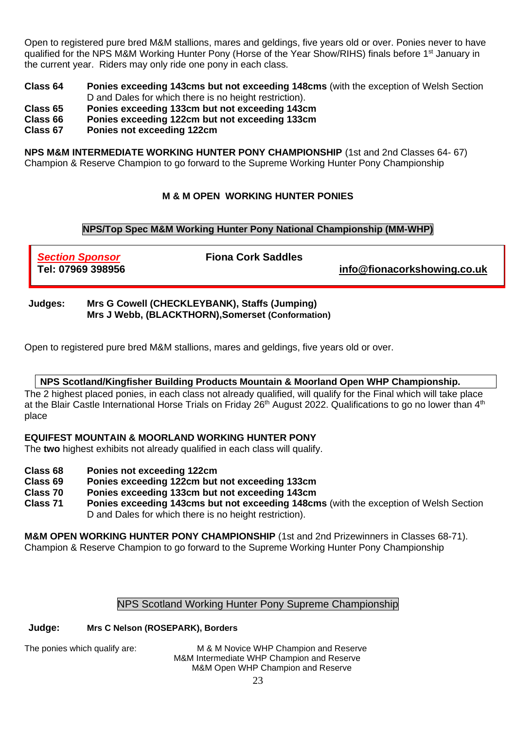Open to registered pure bred M&M stallions, mares and geldings, five years old or over. Ponies never to have qualified for the NPS M&M Working Hunter Pony (Horse of the Year Show/RIHS) finals before 1st January in the current year. Riders may only ride one pony in each class.

**Class 64** **Ponies exceeding 143cms but not exceeding 148cms** (with the exception of Welsh Section D and Dales for which there is no height restriction).
**Class 65** **Ponies exceeding 133cm but not exceeding 143cm**
**Class 66** **Ponies exceeding 122cm but not exceeding 133cm**
**Class 67** **Ponies not exceeding 122cm**

**NPS M&M INTERMEDIATE WORKING HUNTER PONY CHAMPIONSHIP** (1st and 2nd Classes 64- 67)
Champion & Reserve Champion to go forward to the Supreme Working Hunter Pony Championship

## M & M OPEN WORKING HUNTER PONIES

### NPS/Top Spec M&M Working Hunter Pony National Championship (MM-WHP)

| ***Section Sponsor*** | **Fiona Cork Saddles** | |
|---|---|---|
| **Tel: 07969 398956** | | **info@fionacorkshowing.co.uk** |

**Judges:** **Mrs G Cowell (CHECKLEYBANK), Staffs (Jumping)**
**Mrs J Webb, (BLACKTHORN),Somerset (Conformation)**

Open to registered pure bred M&M stallions, mares and geldings, five years old or over.

**NPS Scotland/Kingfisher Building Products Mountain & Moorland Open WHP Championship.**
The 2 highest placed ponies, in each class not already qualified, will qualify for the Final which will take place at the Blair Castle International Horse Trials on Friday 26th August 2022. Qualifications to go no lower than 4th place

**EQUIFEST MOUNTAIN & MOORLAND WORKING HUNTER PONY**
The **two** highest exhibits not already qualified in each class will qualify.

**Class 68** **Ponies not exceeding 122cm**
**Class 69** **Ponies exceeding 122cm but not exceeding 133cm**
**Class 70** **Ponies exceeding 133cm but not exceeding 143cm**
**Class 71** **Ponies exceeding 143cms but not exceeding 148cms** (with the exception of Welsh Section D and Dales for which there is no height restriction).

**M&M OPEN WORKING HUNTER PONY CHAMPIONSHIP** (1st and 2nd Prizewinners in Classes 68-71).
Champion & Reserve Champion to go forward to the Supreme Working Hunter Pony Championship

### NPS Scotland Working Hunter Pony Supreme Championship

**Judge:** **Mrs C Nelson (ROSEPARK), Borders**

The ponies which qualify are:
M & M Novice WHP Champion and Reserve
M&M Intermediate WHP Champion and Reserve
M&M Open WHP Champion and Reserve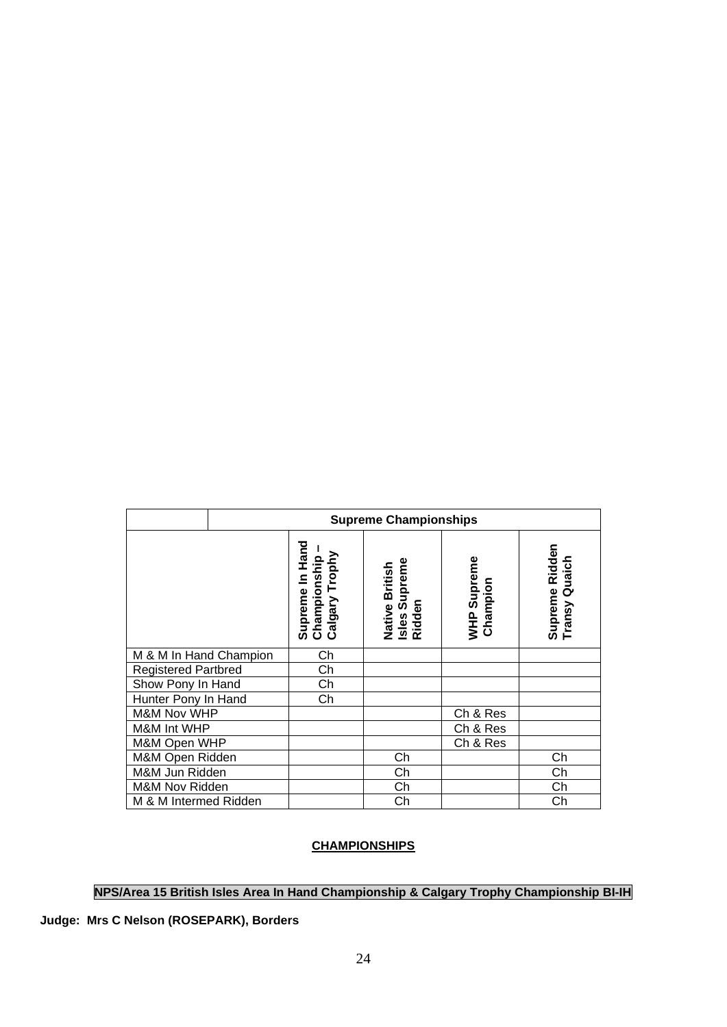| | Supreme Championships | | | |
|---|---|---|---|---|
| | **Supreme In Hand Championship – Calgary Trophy** | **Native British Isles Supreme Ridden** | **WHP Supreme Champion** | **Supreme Ridden Transy Quaich** |
| M & M In Hand Champion | Ch | | | |
| Registered Partbred | Ch | | | |
| Show Pony In Hand | Ch | | | |
| Hunter Pony In Hand | Ch | | | |
| M&M Nov WHP | | | Ch & Res | |
| M&M Int WHP | | | Ch & Res | |
| M&M Open WHP | | | Ch & Res | |
| M&M Open Ridden | | Ch | | Ch |
| M&M Jun Ridden | | Ch | | Ch |
| M&M Nov Ridden | | Ch | | Ch |
| M & M Intermed Ridden | | Ch | | Ch |

## CHAMPIONSHIPS

### NPS/Area 15 British Isles Area In Hand Championship & Calgary Trophy Championship BI-IH

**Judge: Mrs C Nelson (ROSEPARK), Borders**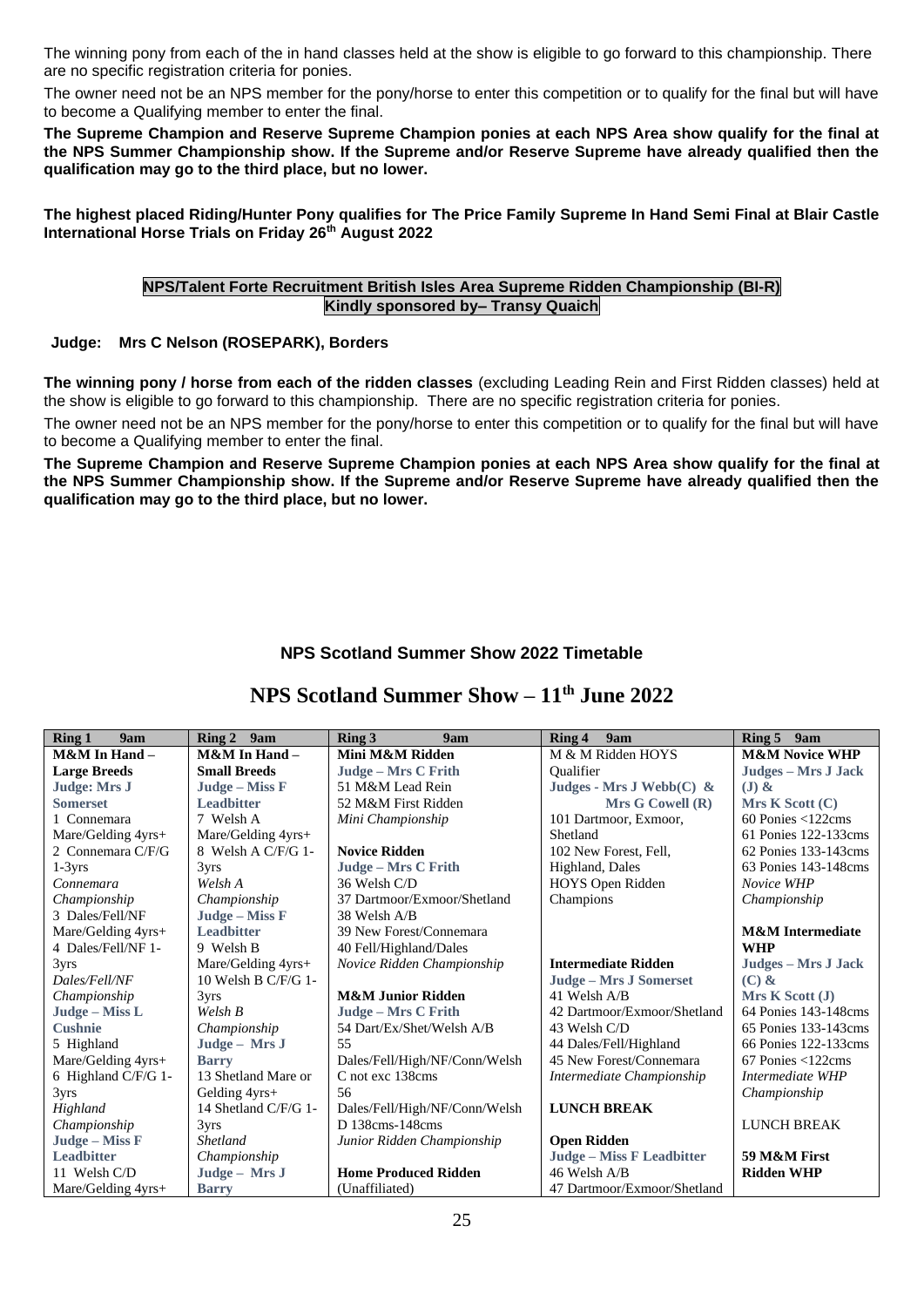The winning pony from each of the in hand classes held at the show is eligible to go forward to this championship. There are no specific registration criteria for ponies.

The owner need not be an NPS member for the pony/horse to enter this competition or to qualify for the final but will have to become a Qualifying member to enter the final.

**The Supreme Champion and Reserve Supreme Champion ponies at each NPS Area show qualify for the final at the NPS Summer Championship show. If the Supreme and/or Reserve Supreme have already qualified then the qualification may go to the third place, but no lower.**

**The highest placed Riding/Hunter Pony qualifies for The Price Family Supreme In Hand Semi Final at Blair Castle International Horse Trials on Friday 26th August 2022**

**NPS/Talent Forte Recruitment British Isles Area Supreme Ridden Championship (BI-R)**
**Kindly sponsored by– Transy Quaich**

**Judge: Mrs C Nelson (ROSEPARK), Borders**

**The winning pony / horse from each of the ridden classes** (excluding Leading Rein and First Ridden classes) held at the show is eligible to go forward to this championship. There are no specific registration criteria for ponies.

The owner need not be an NPS member for the pony/horse to enter this competition or to qualify for the final but will have to become a Qualifying member to enter the final.

**The Supreme Champion and Reserve Supreme Champion ponies at each NPS Area show qualify for the final at the NPS Summer Championship show. If the Supreme and/or Reserve Supreme have already qualified then the qualification may go to the third place, but no lower.**

## NPS Scotland Summer Show 2022 Timetable

# NPS Scotland Summer Show – 11th June 2022

| Ring 1 9am | Ring 2 9am | Ring 3 9am | Ring 4 9am | Ring 5 9am |
|---|---|---|---|---|
| **M&M In Hand – Large Breeds**<br>**Judge: Mrs J Somerset**<br>1 Connemara Mare/Gelding 4yrs+<br>2 Connemara C/F/G 1-3yrs<br>*Connemara Championship*<br>3 Dales/Fell/NF Mare/Gelding 4yrs+<br>4 Dales/Fell/NF 1-3yrs<br>*Dales/Fell/NF Championship*<br>**Judge – Miss L Cushnie**<br>5 Highland Mare/Gelding 4yrs+<br>6 Highland C/F/G 1-3yrs<br>*Highland Championship*<br>**Judge – Miss F Leadbitter**<br>11 Welsh C/D Mare/Gelding 4yrs+ | **M&M In Hand – Small Breeds**<br>**Judge – Miss F Leadbitter**<br>7 Welsh A Mare/Gelding 4yrs+<br>8 Welsh A C/F/G 1-3yrs<br>*Welsh A Championship*<br>**Judge – Miss F Leadbitter**<br>9 Welsh B Mare/Gelding 4yrs+<br>10 Welsh B C/F/G 1-3yrs<br>*Welsh B Championship*<br>**Judge – Mrs J Barry**<br>13 Shetland Mare or Gelding 4yrs+<br>14 Shetland C/F/G 1-3yrs<br>*Shetland Championship*<br>**Judge – Mrs J Barry** | **Mini M&M Ridden**<br>**Judge – Mrs C Frith**<br>51 M&M Lead Rein<br>52 M&M First Ridden<br>*Mini Championship*<br><br>**Novice Ridden**<br>**Judge – Mrs C Frith**<br>36 Welsh C/D<br>37 Dartmoor/Exmoor/Shetland<br>38 Welsh A/B<br>39 New Forest/Connemara<br>40 Fell/Highland/Dales<br>*Novice Ridden Championship*<br><br>**M&M Junior Ridden**<br>**Judge – Mrs C Frith**<br>54 Dart/Ex/Shet/Welsh A/B<br>55 Dales/Fell/High/NF/Conn/Welsh C not exc 138cms<br>56 Dales/Fell/High/NF/Conn/Welsh D 138cms-148cms<br>*Junior Ridden Championship*<br><br>**Home Produced Ridden** (Unaffiliated) | M & M Ridden HOYS Qualifier<br>**Judges - Mrs J Webb(C) & Mrs G Cowell (R)**<br>101 Dartmoor, Exmoor, Shetland<br>102 New Forest, Fell, Highland, Dales<br>HOYS Open Ridden Champions<br><br>**Intermediate Ridden**<br>**Judge – Mrs J Somerset**<br>41 Welsh A/B<br>42 Dartmoor/Exmoor/Shetland<br>43 Welsh C/D<br>44 Dales/Fell/Highland<br>45 New Forest/Connemara<br>*Intermediate Championship*<br><br>**LUNCH BREAK**<br><br>**Open Ridden**<br>**Judge – Miss F Leadbitter**<br>46 Welsh A/B<br>47 Dartmoor/Exmoor/Shetland | **M&M Novice WHP**<br>**Judges – Mrs J Jack (J) & Mrs K Scott (C)**<br>60 Ponies <122cms<br>61 Ponies 122-133cms<br>62 Ponies 133-143cms<br>63 Ponies 143-148cms<br>*Novice WHP Championship*<br><br>**M&M Intermediate WHP**<br>**Judges – Mrs J Jack (C) & Mrs K Scott (J)**<br>64 Ponies 143-148cms<br>65 Ponies 133-143cms<br>66 Ponies 122-133cms<br>67 Ponies <122cms<br>*Intermediate WHP Championship*<br><br>LUNCH BREAK<br><br>**59 M&M First Ridden WHP** |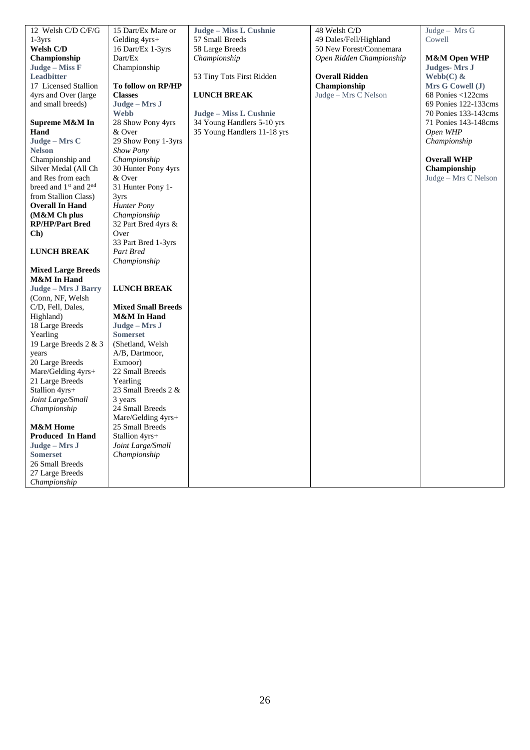12 Welsh C/D C/F/G 1-3yrs
**Welsh C/D Championship**
**Judge – Miss F Leadbitter**
17 Licensed Stallion 4yrs and Over (large and small breeds)

**Supreme M&M In Hand**
**Judge – Mrs C Nelson**
Championship and Silver Medal (All Ch and Res from each breed and 1st and 2nd from Stallion Class)
**Overall In Hand (M&M Ch plus RP/HP/Part Bred Ch)**

**LUNCH BREAK**

**Mixed Large Breeds M&M In Hand**
**Judge – Mrs J Barry**
(Conn, NF, Welsh C/D, Fell, Dales, Highland)
18 Large Breeds Yearling
19 Large Breeds 2 & 3 years
20 Large Breeds Mare/Gelding 4yrs+
21 Large Breeds Stallion 4yrs+
*Joint Large/Small Championship*

**M&M Home Produced In Hand**
**Judge – Mrs J Somerset**
26 Small Breeds
27 Large Breeds
*Championship*

15 Dart/Ex Mare or Gelding 4yrs+
16 Dart/Ex 1-3yrs
Dart/Ex Championship

**To follow on RP/HP Classes**
**Judge – Mrs J Webb**
28 Show Pony 4yrs & Over
29 Show Pony 1-3yrs
*Show Pony Championship*
30 Hunter Pony 4yrs & Over
31 Hunter Pony 1-3yrs
*Hunter Pony Championship*
32 Part Bred 4yrs & Over
33 Part Bred 1-3yrs
*Part Bred Championship*

**LUNCH BREAK**

**Mixed Small Breeds M&M In Hand**
**Judge – Mrs J Somerset**
(Shetland, Welsh A/B, Dartmoor, Exmoor)
22 Small Breeds Yearling
23 Small Breeds 2 & 3 years
24 Small Breeds Mare/Gelding 4yrs+
25 Small Breeds Stallion 4yrs+
*Joint Large/Small Championship*

**Judge – Miss L Cushnie**
57 Small Breeds
58 Large Breeds
*Championship*

53 Tiny Tots First Ridden

**LUNCH BREAK**

**Judge – Miss L Cushnie**
34 Young Handlers 5-10 yrs
35 Young Handlers 11-18 yrs

48 Welsh C/D
49 Dales/Fell/Highland
50 New Forest/Connemara
*Open Ridden Championship*

**Overall Ridden Championship**
Judge – Mrs C Nelson

Judge – Mrs G Cowell

**M&M Open WHP**
**Judges- Mrs J Webb(C) & Mrs G Cowell (J)**
68 Ponies <122cms
69 Ponies 122-133cms
70 Ponies 133-143cms
71 Ponies 143-148cms
*Open WHP Championship*

**Overall WHP Championship**
Judge – Mrs C Nelson